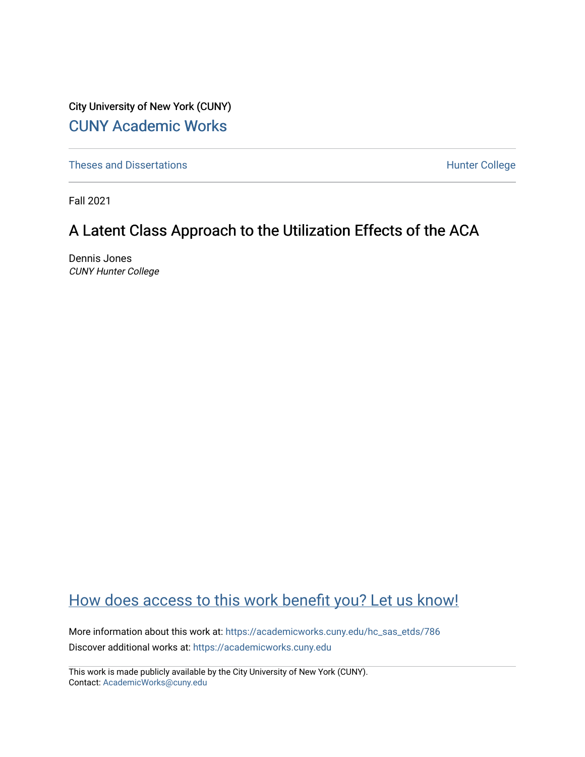City University of New York (CUNY)

[CUNY Academic Works](https://academicworks.cuny.edu)

[Theses and Dissertations](https://academicworks.cuny.edu) | [Hunter College](https://academicworks.cuny.edu)

Fall 2021

# A Latent Class Approach to the Utilization Effects of the ACA

Dennis Jones
*CUNY Hunter College*

[How does access to this work benefit you? Let us know!](https://academicworks.cuny.edu)

More information about this work at: https://academicworks.cuny.edu/hc_sas_etds/786

Discover additional works at: https://academicworks.cuny.edu

This work is made publicly available by the City University of New York (CUNY).
Contact: AcademicWorks@cuny.edu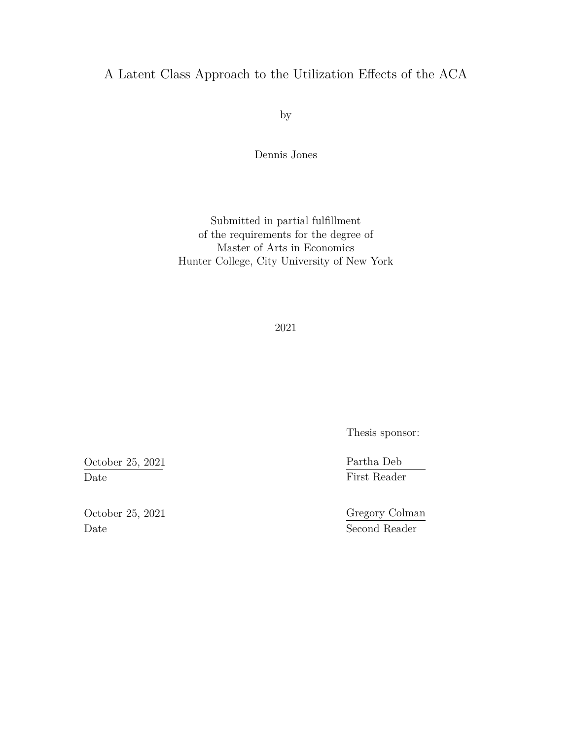# A Latent Class Approach to the Utilization Effects of the ACA

by

Dennis Jones

Submitted in partial fulfillment
of the requirements for the degree of
Master of Arts in Economics
Hunter College, City University of New York

2021

Thesis sponsor:

| | |
|---|---|
| October 25, 2021 | Partha Deb |
| Date | First Reader |
| October 25, 2021 | Gregory Colman |
| Date | Second Reader |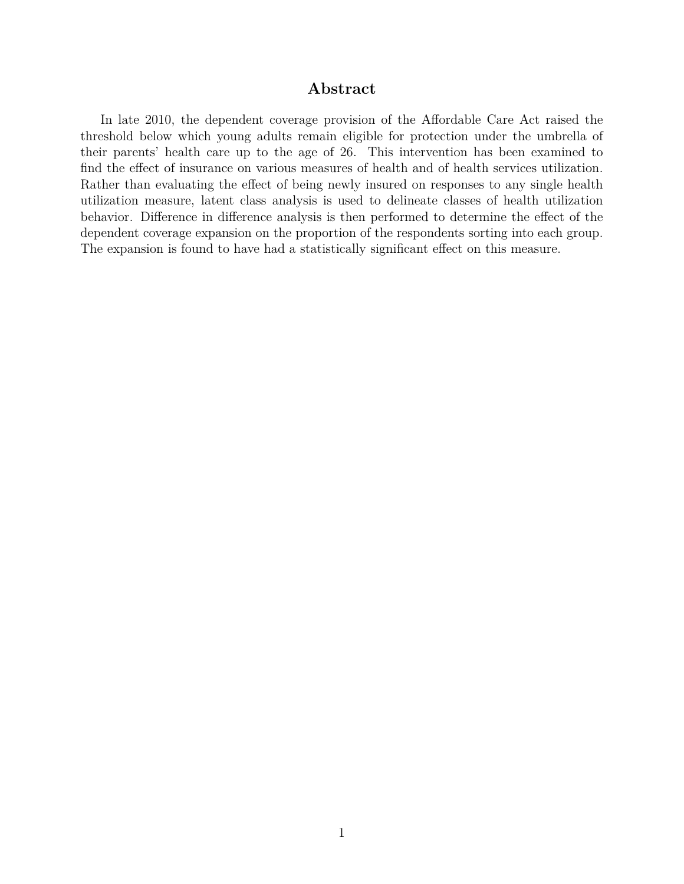## Abstract

In late 2010, the dependent coverage provision of the Affordable Care Act raised the threshold below which young adults remain eligible for protection under the umbrella of their parents' health care up to the age of 26. This intervention has been examined to find the effect of insurance on various measures of health and of health services utilization. Rather than evaluating the effect of being newly insured on responses to any single health utilization measure, latent class analysis is used to delineate classes of health utilization behavior. Difference in difference analysis is then performed to determine the effect of the dependent coverage expansion on the proportion of the respondents sorting into each group. The expansion is found to have had a statistically significant effect on this measure.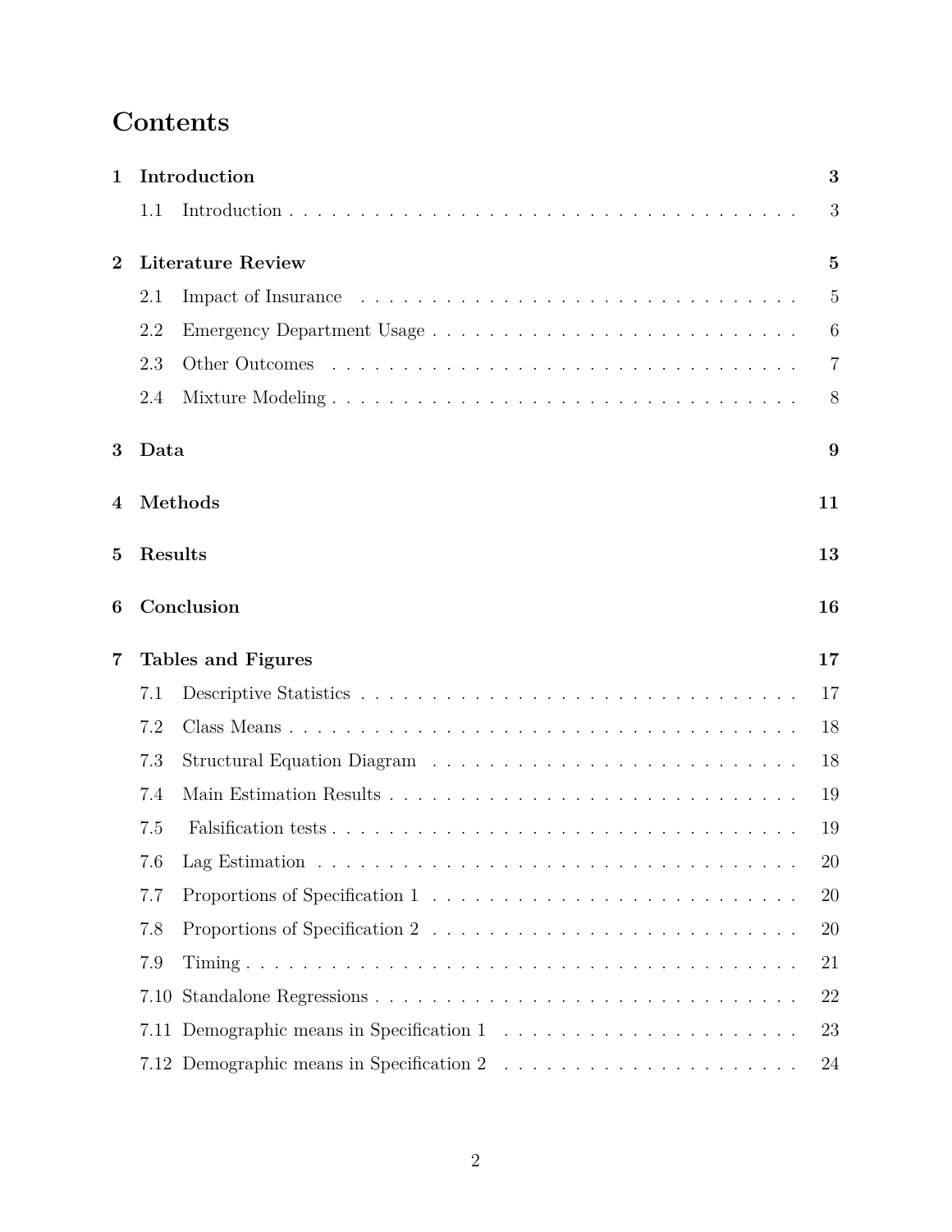# Contents

**1 Introduction** **3**

1.1 Introduction . . . . . . . . . . . . . . . . . . . . . . . . . . . . . . . . . . . . 3

**2 Literature Review** **5**

2.1 Impact of Insurance . . . . . . . . . . . . . . . . . . . . . . . . . . . . . . . . 5

2.2 Emergency Department Usage . . . . . . . . . . . . . . . . . . . . . . . . . . 6

2.3 Other Outcomes . . . . . . . . . . . . . . . . . . . . . . . . . . . . . . . . . . 7

2.4 Mixture Modeling . . . . . . . . . . . . . . . . . . . . . . . . . . . . . . . . . 8

**3 Data** **9**

**4 Methods** **11**

**5 Results** **13**

**6 Conclusion** **16**

**7 Tables and Figures** **17**

7.1 Descriptive Statistics . . . . . . . . . . . . . . . . . . . . . . . . . . . . . . . . 17

7.2 Class Means . . . . . . . . . . . . . . . . . . . . . . . . . . . . . . . . . . . . . 18

7.3 Structural Equation Diagram . . . . . . . . . . . . . . . . . . . . . . . . . . . 18

7.4 Main Estimation Results . . . . . . . . . . . . . . . . . . . . . . . . . . . . . . 19

7.5 Falsification tests . . . . . . . . . . . . . . . . . . . . . . . . . . . . . . . . . . 19

7.6 Lag Estimation . . . . . . . . . . . . . . . . . . . . . . . . . . . . . . . . . . . 20

7.7 Proportions of Specification 1 . . . . . . . . . . . . . . . . . . . . . . . . . . . 20

7.8 Proportions of Specification 2 . . . . . . . . . . . . . . . . . . . . . . . . . . . 20

7.9 Timing . . . . . . . . . . . . . . . . . . . . . . . . . . . . . . . . . . . . . . . . 21

7.10 Standalone Regressions . . . . . . . . . . . . . . . . . . . . . . . . . . . . . . . 22

7.11 Demographic means in Specification 1 . . . . . . . . . . . . . . . . . . . . . . 23

7.12 Demographic means in Specification 2 . . . . . . . . . . . . . . . . . . . . . . 24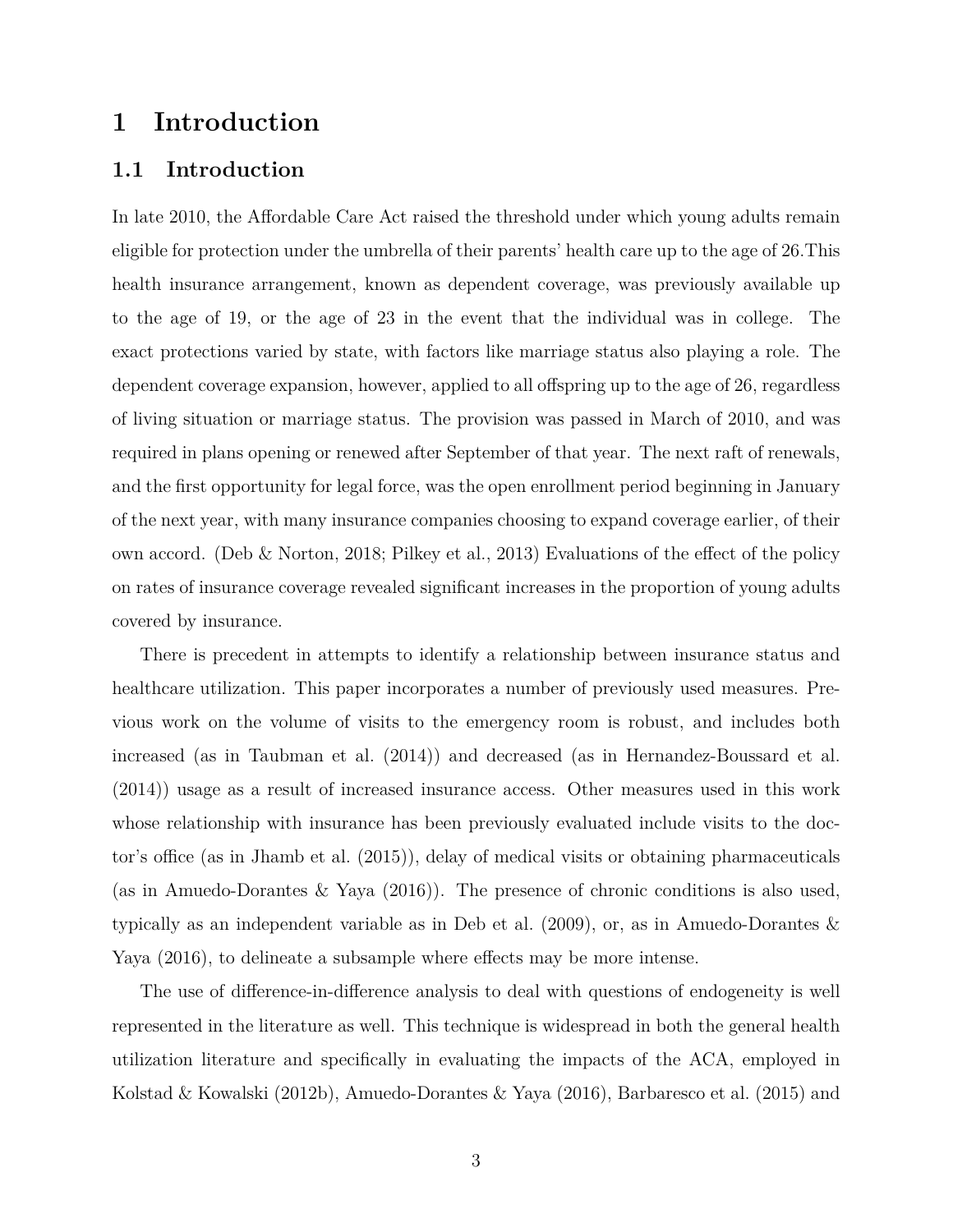# 1 Introduction

## 1.1 Introduction

In late 2010, the Affordable Care Act raised the threshold under which young adults remain eligible for protection under the umbrella of their parents' health care up to the age of 26.This health insurance arrangement, known as dependent coverage, was previously available up to the age of 19, or the age of 23 in the event that the individual was in college. The exact protections varied by state, with factors like marriage status also playing a role. The dependent coverage expansion, however, applied to all offspring up to the age of 26, regardless of living situation or marriage status. The provision was passed in March of 2010, and was required in plans opening or renewed after September of that year. The next raft of renewals, and the first opportunity for legal force, was the open enrollment period beginning in January of the next year, with many insurance companies choosing to expand coverage earlier, of their own accord. (Deb & Norton, 2018; Pilkey et al., 2013) Evaluations of the effect of the policy on rates of insurance coverage revealed significant increases in the proportion of young adults covered by insurance.

There is precedent in attempts to identify a relationship between insurance status and healthcare utilization. This paper incorporates a number of previously used measures. Previous work on the volume of visits to the emergency room is robust, and includes both increased (as in Taubman et al. (2014)) and decreased (as in Hernandez-Boussard et al. (2014)) usage as a result of increased insurance access. Other measures used in this work whose relationship with insurance has been previously evaluated include visits to the doctor's office (as in Jhamb et al. (2015)), delay of medical visits or obtaining pharmaceuticals (as in Amuedo-Dorantes & Yaya (2016)). The presence of chronic conditions is also used, typically as an independent variable as in Deb et al. (2009), or, as in Amuedo-Dorantes & Yaya (2016), to delineate a subsample where effects may be more intense.

The use of difference-in-difference analysis to deal with questions of endogeneity is well represented in the literature as well. This technique is widespread in both the general health utilization literature and specifically in evaluating the impacts of the ACA, employed in Kolstad & Kowalski (2012b), Amuedo-Dorantes & Yaya (2016), Barbaresco et al. (2015) and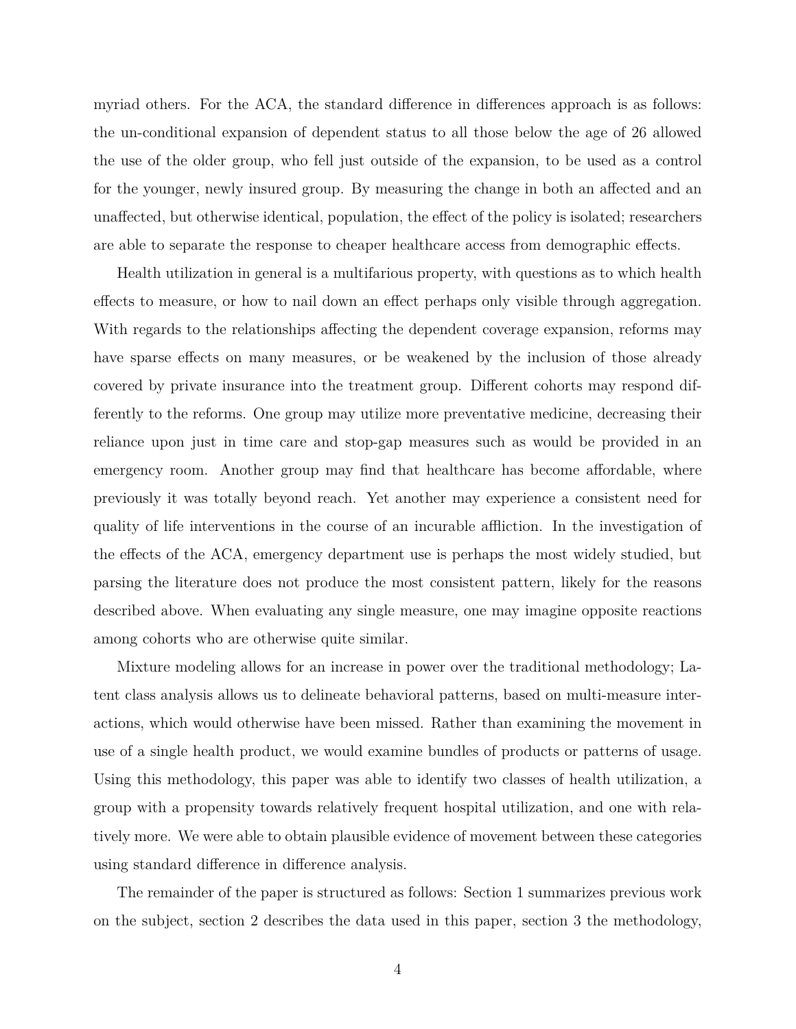myriad others. For the ACA, the standard difference in differences approach is as follows: the un-conditional expansion of dependent status to all those below the age of 26 allowed the use of the older group, who fell just outside of the expansion, to be used as a control for the younger, newly insured group. By measuring the change in both an affected and an unaffected, but otherwise identical, population, the effect of the policy is isolated; researchers are able to separate the response to cheaper healthcare access from demographic effects.

Health utilization in general is a multifarious property, with questions as to which health effects to measure, or how to nail down an effect perhaps only visible through aggregation. With regards to the relationships affecting the dependent coverage expansion, reforms may have sparse effects on many measures, or be weakened by the inclusion of those already covered by private insurance into the treatment group. Different cohorts may respond differently to the reforms. One group may utilize more preventative medicine, decreasing their reliance upon just in time care and stop-gap measures such as would be provided in an emergency room. Another group may find that healthcare has become affordable, where previously it was totally beyond reach. Yet another may experience a consistent need for quality of life interventions in the course of an incurable affliction. In the investigation of the effects of the ACA, emergency department use is perhaps the most widely studied, but parsing the literature does not produce the most consistent pattern, likely for the reasons described above. When evaluating any single measure, one may imagine opposite reactions among cohorts who are otherwise quite similar.

Mixture modeling allows for an increase in power over the traditional methodology; Latent class analysis allows us to delineate behavioral patterns, based on multi-measure interactions, which would otherwise have been missed. Rather than examining the movement in use of a single health product, we would examine bundles of products or patterns of usage. Using this methodology, this paper was able to identify two classes of health utilization, a group with a propensity towards relatively frequent hospital utilization, and one with relatively more. We were able to obtain plausible evidence of movement between these categories using standard difference in difference analysis.

The remainder of the paper is structured as follows: Section 1 summarizes previous work on the subject, section 2 describes the data used in this paper, section 3 the methodology,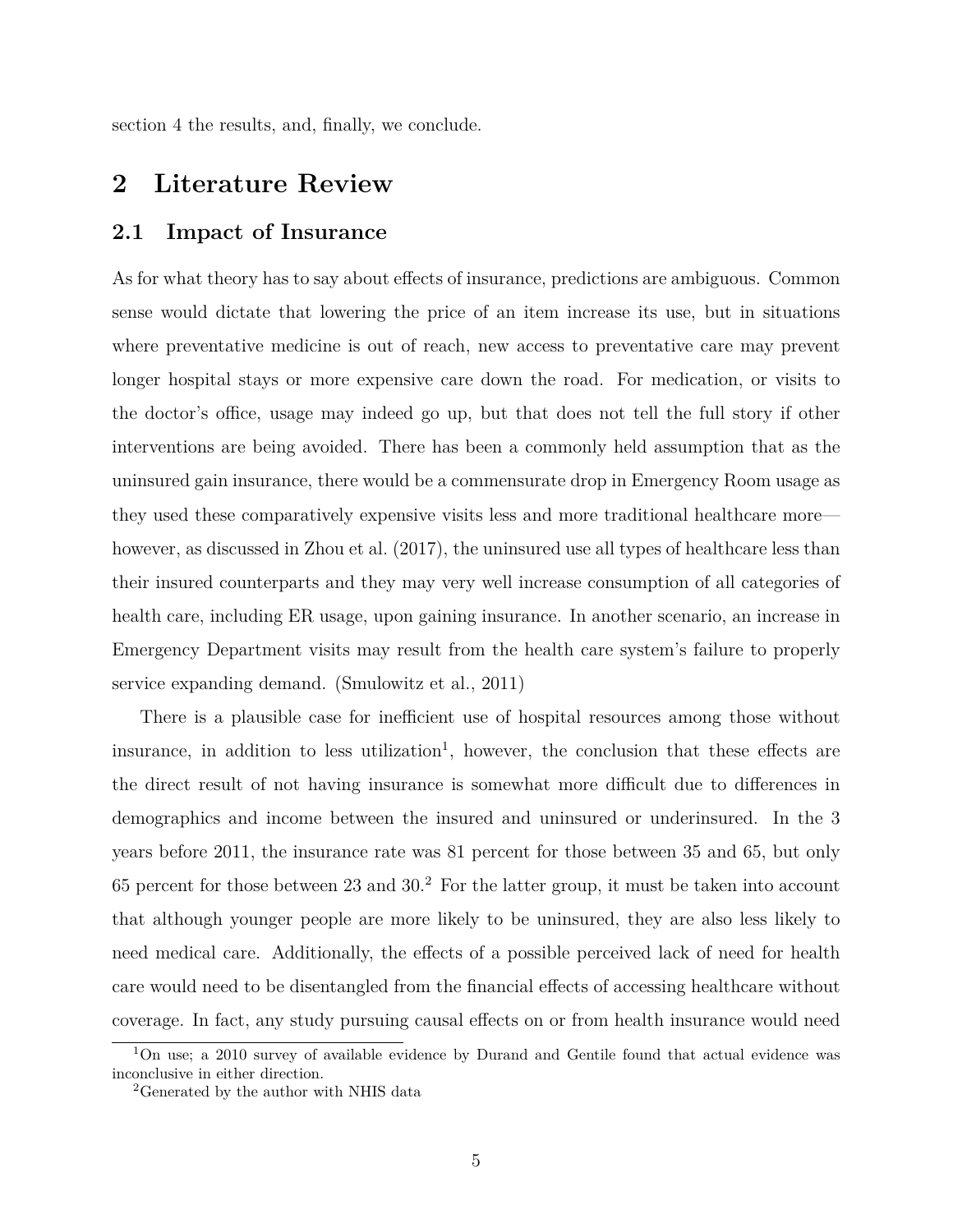section 4 the results, and, finally, we conclude.

# 2 Literature Review

## 2.1 Impact of Insurance

As for what theory has to say about effects of insurance, predictions are ambiguous. Common sense would dictate that lowering the price of an item increase its use, but in situations where preventative medicine is out of reach, new access to preventative care may prevent longer hospital stays or more expensive care down the road. For medication, or visits to the doctor's office, usage may indeed go up, but that does not tell the full story if other interventions are being avoided. There has been a commonly held assumption that as the uninsured gain insurance, there would be a commensurate drop in Emergency Room usage as they used these comparatively expensive visits less and more traditional healthcare more—however, as discussed in Zhou et al. (2017), the uninsured use all types of healthcare less than their insured counterparts and they may very well increase consumption of all categories of health care, including ER usage, upon gaining insurance. In another scenario, an increase in Emergency Department visits may result from the health care system's failure to properly service expanding demand. (Smulowitz et al., 2011)

There is a plausible case for inefficient use of hospital resources among those without insurance, in addition to less utilization[1], however, the conclusion that these effects are the direct result of not having insurance is somewhat more difficult due to differences in demographics and income between the insured and uninsured or underinsured. In the 3 years before 2011, the insurance rate was 81 percent for those between 35 and 65, but only 65 percent for those between 23 and 30.[2] For the latter group, it must be taken into account that although younger people are more likely to be uninsured, they are also less likely to need medical care. Additionally, the effects of a possible perceived lack of need for health care would need to be disentangled from the financial effects of accessing healthcare without coverage. In fact, any study pursuing causal effects on or from health insurance would need

[1] On use; a 2010 survey of available evidence by Durand and Gentile found that actual evidence was inconclusive in either direction.

[2] Generated by the author with NHIS data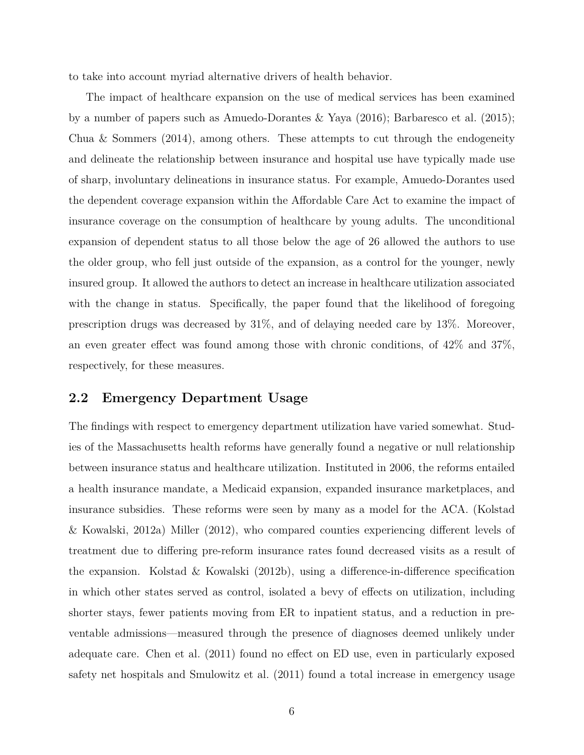to take into account myriad alternative drivers of health behavior.

The impact of healthcare expansion on the use of medical services has been examined by a number of papers such as Amuedo-Dorantes & Yaya (2016); Barbaresco et al. (2015); Chua & Sommers (2014), among others. These attempts to cut through the endogeneity and delineate the relationship between insurance and hospital use have typically made use of sharp, involuntary delineations in insurance status. For example, Amuedo-Dorantes used the dependent coverage expansion within the Affordable Care Act to examine the impact of insurance coverage on the consumption of healthcare by young adults. The unconditional expansion of dependent status to all those below the age of 26 allowed the authors to use the older group, who fell just outside of the expansion, as a control for the younger, newly insured group. It allowed the authors to detect an increase in healthcare utilization associated with the change in status. Specifically, the paper found that the likelihood of foregoing prescription drugs was decreased by 31%, and of delaying needed care by 13%. Moreover, an even greater effect was found among those with chronic conditions, of 42% and 37%, respectively, for these measures.

## 2.2 Emergency Department Usage

The findings with respect to emergency department utilization have varied somewhat. Studies of the Massachusetts health reforms have generally found a negative or null relationship between insurance status and healthcare utilization. Instituted in 2006, the reforms entailed a health insurance mandate, a Medicaid expansion, expanded insurance marketplaces, and insurance subsidies. These reforms were seen by many as a model for the ACA. (Kolstad & Kowalski, 2012a) Miller (2012), who compared counties experiencing different levels of treatment due to differing pre-reform insurance rates found decreased visits as a result of the expansion. Kolstad & Kowalski (2012b), using a difference-in-difference specification in which other states served as control, isolated a bevy of effects on utilization, including shorter stays, fewer patients moving from ER to inpatient status, and a reduction in preventable admissions—measured through the presence of diagnoses deemed unlikely under adequate care. Chen et al. (2011) found no effect on ED use, even in particularly exposed safety net hospitals and Smulowitz et al. (2011) found a total increase in emergency usage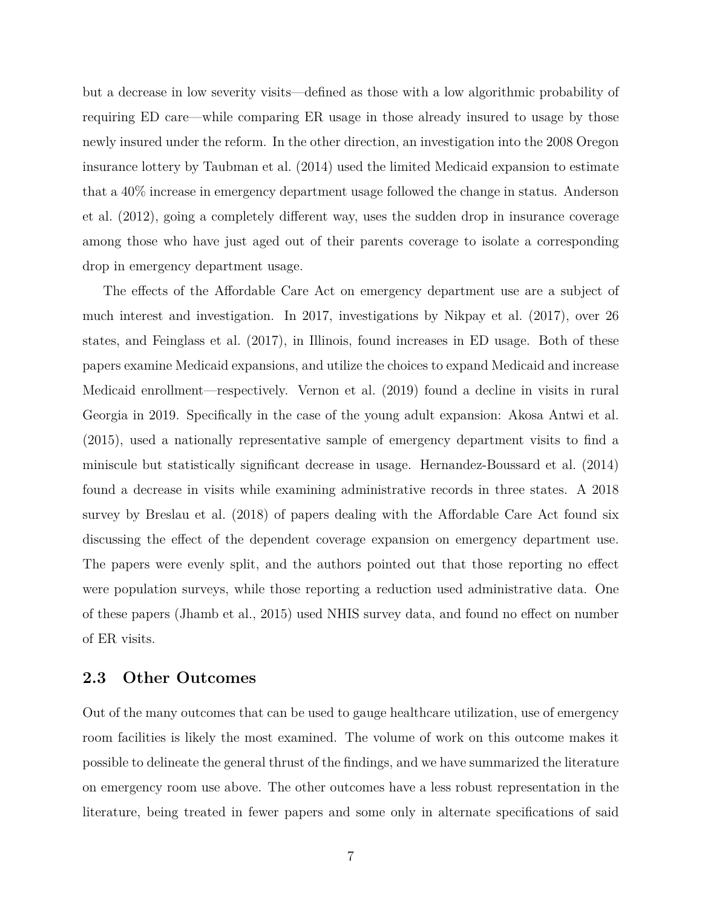but a decrease in low severity visits—defined as those with a low algorithmic probability of requiring ED care—while comparing ER usage in those already insured to usage by those newly insured under the reform. In the other direction, an investigation into the 2008 Oregon insurance lottery by Taubman et al. (2014) used the limited Medicaid expansion to estimate that a 40% increase in emergency department usage followed the change in status. Anderson et al. (2012), going a completely different way, uses the sudden drop in insurance coverage among those who have just aged out of their parents coverage to isolate a corresponding drop in emergency department usage.

The effects of the Affordable Care Act on emergency department use are a subject of much interest and investigation. In 2017, investigations by Nikpay et al. (2017), over 26 states, and Feinglass et al. (2017), in Illinois, found increases in ED usage. Both of these papers examine Medicaid expansions, and utilize the choices to expand Medicaid and increase Medicaid enrollment—respectively. Vernon et al. (2019) found a decline in visits in rural Georgia in 2019. Specifically in the case of the young adult expansion: Akosa Antwi et al. (2015), used a nationally representative sample of emergency department visits to find a miniscule but statistically significant decrease in usage. Hernandez-Boussard et al. (2014) found a decrease in visits while examining administrative records in three states. A 2018 survey by Breslau et al. (2018) of papers dealing with the Affordable Care Act found six discussing the effect of the dependent coverage expansion on emergency department use. The papers were evenly split, and the authors pointed out that those reporting no effect were population surveys, while those reporting a reduction used administrative data. One of these papers (Jhamb et al., 2015) used NHIS survey data, and found no effect on number of ER visits.

## 2.3 Other Outcomes

Out of the many outcomes that can be used to gauge healthcare utilization, use of emergency room facilities is likely the most examined. The volume of work on this outcome makes it possible to delineate the general thrust of the findings, and we have summarized the literature on emergency room use above. The other outcomes have a less robust representation in the literature, being treated in fewer papers and some only in alternate specifications of said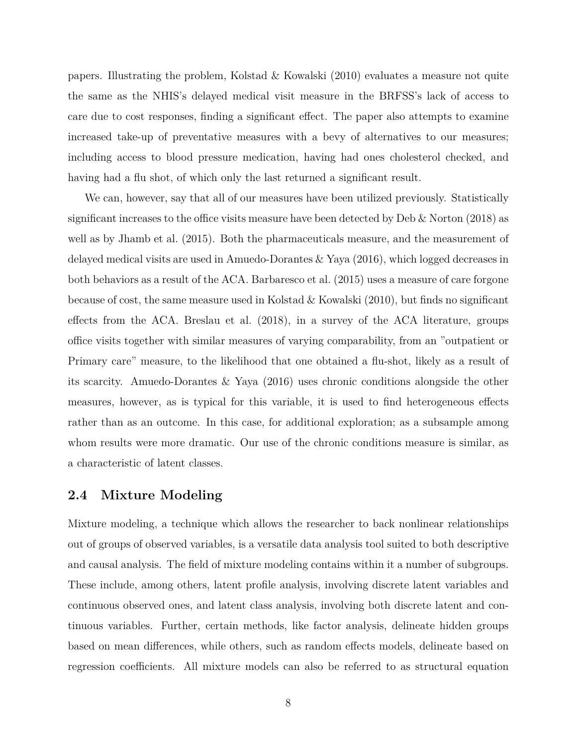papers. Illustrating the problem, Kolstad & Kowalski (2010) evaluates a measure not quite the same as the NHIS's delayed medical visit measure in the BRFSS's lack of access to care due to cost responses, finding a significant effect. The paper also attempts to examine increased take-up of preventative measures with a bevy of alternatives to our measures; including access to blood pressure medication, having had ones cholesterol checked, and having had a flu shot, of which only the last returned a significant result.

We can, however, say that all of our measures have been utilized previously. Statistically significant increases to the office visits measure have been detected by Deb & Norton (2018) as well as by Jhamb et al. (2015). Both the pharmaceuticals measure, and the measurement of delayed medical visits are used in Amuedo-Dorantes & Yaya (2016), which logged decreases in both behaviors as a result of the ACA. Barbaresco et al. (2015) uses a measure of care forgone because of cost, the same measure used in Kolstad & Kowalski (2010), but finds no significant effects from the ACA. Breslau et al. (2018), in a survey of the ACA literature, groups office visits together with similar measures of varying comparability, from an "outpatient or Primary care" measure, to the likelihood that one obtained a flu-shot, likely as a result of its scarcity. Amuedo-Dorantes & Yaya (2016) uses chronic conditions alongside the other measures, however, as is typical for this variable, it is used to find heterogeneous effects rather than as an outcome. In this case, for additional exploration; as a subsample among whom results were more dramatic. Our use of the chronic conditions measure is similar, as a characteristic of latent classes.

## 2.4 Mixture Modeling

Mixture modeling, a technique which allows the researcher to back nonlinear relationships out of groups of observed variables, is a versatile data analysis tool suited to both descriptive and causal analysis. The field of mixture modeling contains within it a number of subgroups. These include, among others, latent profile analysis, involving discrete latent variables and continuous observed ones, and latent class analysis, involving both discrete latent and continuous variables. Further, certain methods, like factor analysis, delineate hidden groups based on mean differences, while others, such as random effects models, delineate based on regression coefficients. All mixture models can also be referred to as structural equation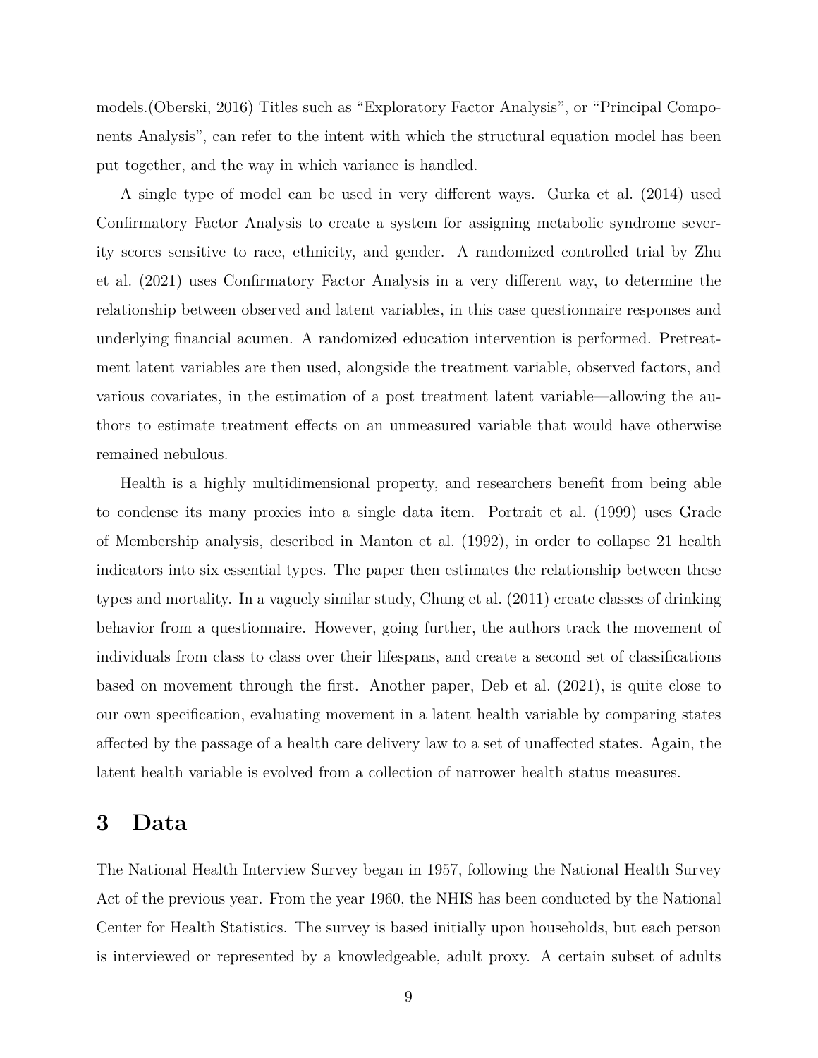models.(Oberski, 2016) Titles such as "Exploratory Factor Analysis", or "Principal Components Analysis", can refer to the intent with which the structural equation model has been put together, and the way in which variance is handled.

A single type of model can be used in very different ways. Gurka et al. (2014) used Confirmatory Factor Analysis to create a system for assigning metabolic syndrome severity scores sensitive to race, ethnicity, and gender. A randomized controlled trial by Zhu et al. (2021) uses Confirmatory Factor Analysis in a very different way, to determine the relationship between observed and latent variables, in this case questionnaire responses and underlying financial acumen. A randomized education intervention is performed. Pretreatment latent variables are then used, alongside the treatment variable, observed factors, and various covariates, in the estimation of a post treatment latent variable—allowing the authors to estimate treatment effects on an unmeasured variable that would have otherwise remained nebulous.

Health is a highly multidimensional property, and researchers benefit from being able to condense its many proxies into a single data item. Portrait et al. (1999) uses Grade of Membership analysis, described in Manton et al. (1992), in order to collapse 21 health indicators into six essential types. The paper then estimates the relationship between these types and mortality. In a vaguely similar study, Chung et al. (2011) create classes of drinking behavior from a questionnaire. However, going further, the authors track the movement of individuals from class to class over their lifespans, and create a second set of classifications based on movement through the first. Another paper, Deb et al. (2021), is quite close to our own specification, evaluating movement in a latent health variable by comparing states affected by the passage of a health care delivery law to a set of unaffected states. Again, the latent health variable is evolved from a collection of narrower health status measures.

# 3 Data

The National Health Interview Survey began in 1957, following the National Health Survey Act of the previous year. From the year 1960, the NHIS has been conducted by the National Center for Health Statistics. The survey is based initially upon households, but each person is interviewed or represented by a knowledgeable, adult proxy. A certain subset of adults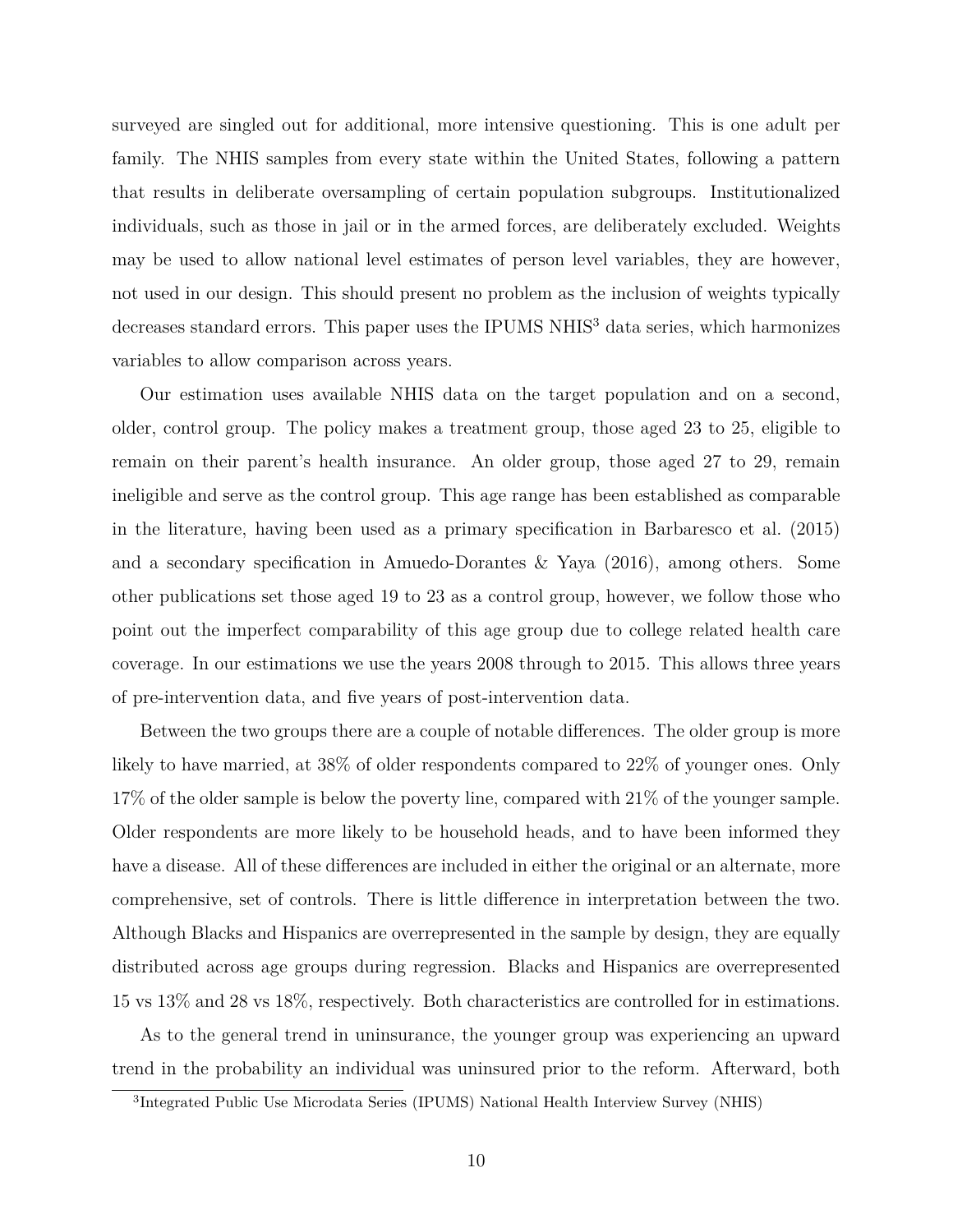surveyed are singled out for additional, more intensive questioning. This is one adult per family. The NHIS samples from every state within the United States, following a pattern that results in deliberate oversampling of certain population subgroups. Institutionalized individuals, such as those in jail or in the armed forces, are deliberately excluded. Weights may be used to allow national level estimates of person level variables, they are however, not used in our design. This should present no problem as the inclusion of weights typically decreases standard errors. This paper uses the IPUMS NHIS[3] data series, which harmonizes variables to allow comparison across years.

Our estimation uses available NHIS data on the target population and on a second, older, control group. The policy makes a treatment group, those aged 23 to 25, eligible to remain on their parent's health insurance. An older group, those aged 27 to 29, remain ineligible and serve as the control group. This age range has been established as comparable in the literature, having been used as a primary specification in Barbaresco et al. (2015) and a secondary specification in Amuedo-Dorantes & Yaya (2016), among others. Some other publications set those aged 19 to 23 as a control group, however, we follow those who point out the imperfect comparability of this age group due to college related health care coverage. In our estimations we use the years 2008 through to 2015. This allows three years of pre-intervention data, and five years of post-intervention data.

Between the two groups there are a couple of notable differences. The older group is more likely to have married, at 38% of older respondents compared to 22% of younger ones. Only 17% of the older sample is below the poverty line, compared with 21% of the younger sample. Older respondents are more likely to be household heads, and to have been informed they have a disease. All of these differences are included in either the original or an alternate, more comprehensive, set of controls. There is little difference in interpretation between the two. Although Blacks and Hispanics are overrepresented in the sample by design, they are equally distributed across age groups during regression. Blacks and Hispanics are overrepresented 15 vs 13% and 28 vs 18%, respectively. Both characteristics are controlled for in estimations.

As to the general trend in uninsurance, the younger group was experiencing an upward trend in the probability an individual was uninsured prior to the reform. Afterward, both

[3] Integrated Public Use Microdata Series (IPUMS) National Health Interview Survey (NHIS)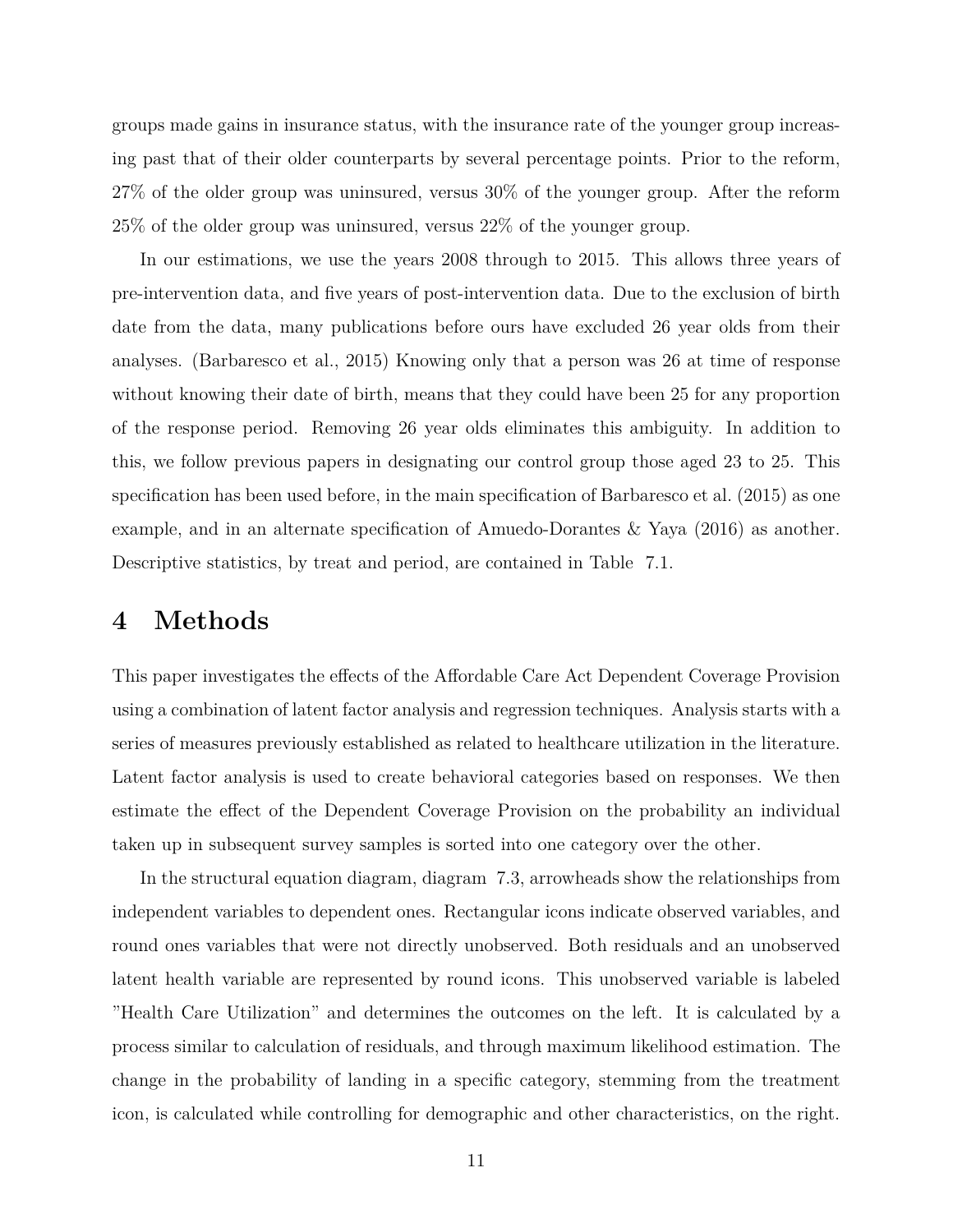groups made gains in insurance status, with the insurance rate of the younger group increasing past that of their older counterparts by several percentage points. Prior to the reform, 27% of the older group was uninsured, versus 30% of the younger group. After the reform 25% of the older group was uninsured, versus 22% of the younger group.

In our estimations, we use the years 2008 through to 2015. This allows three years of pre-intervention data, and five years of post-intervention data. Due to the exclusion of birth date from the data, many publications before ours have excluded 26 year olds from their analyses. (Barbaresco et al., 2015) Knowing only that a person was 26 at time of response without knowing their date of birth, means that they could have been 25 for any proportion of the response period. Removing 26 year olds eliminates this ambiguity. In addition to this, we follow previous papers in designating our control group those aged 23 to 25. This specification has been used before, in the main specification of Barbaresco et al. (2015) as one example, and in an alternate specification of Amuedo-Dorantes & Yaya (2016) as another. Descriptive statistics, by treat and period, are contained in Table 7.1.

# 4 Methods

This paper investigates the effects of the Affordable Care Act Dependent Coverage Provision using a combination of latent factor analysis and regression techniques. Analysis starts with a series of measures previously established as related to healthcare utilization in the literature. Latent factor analysis is used to create behavioral categories based on responses. We then estimate the effect of the Dependent Coverage Provision on the probability an individual taken up in subsequent survey samples is sorted into one category over the other.

In the structural equation diagram, diagram 7.3, arrowheads show the relationships from independent variables to dependent ones. Rectangular icons indicate observed variables, and round ones variables that were not directly unobserved. Both residuals and an unobserved latent health variable are represented by round icons. This unobserved variable is labeled "Health Care Utilization" and determines the outcomes on the left. It is calculated by a process similar to calculation of residuals, and through maximum likelihood estimation. The change in the probability of landing in a specific category, stemming from the treatment icon, is calculated while controlling for demographic and other characteristics, on the right.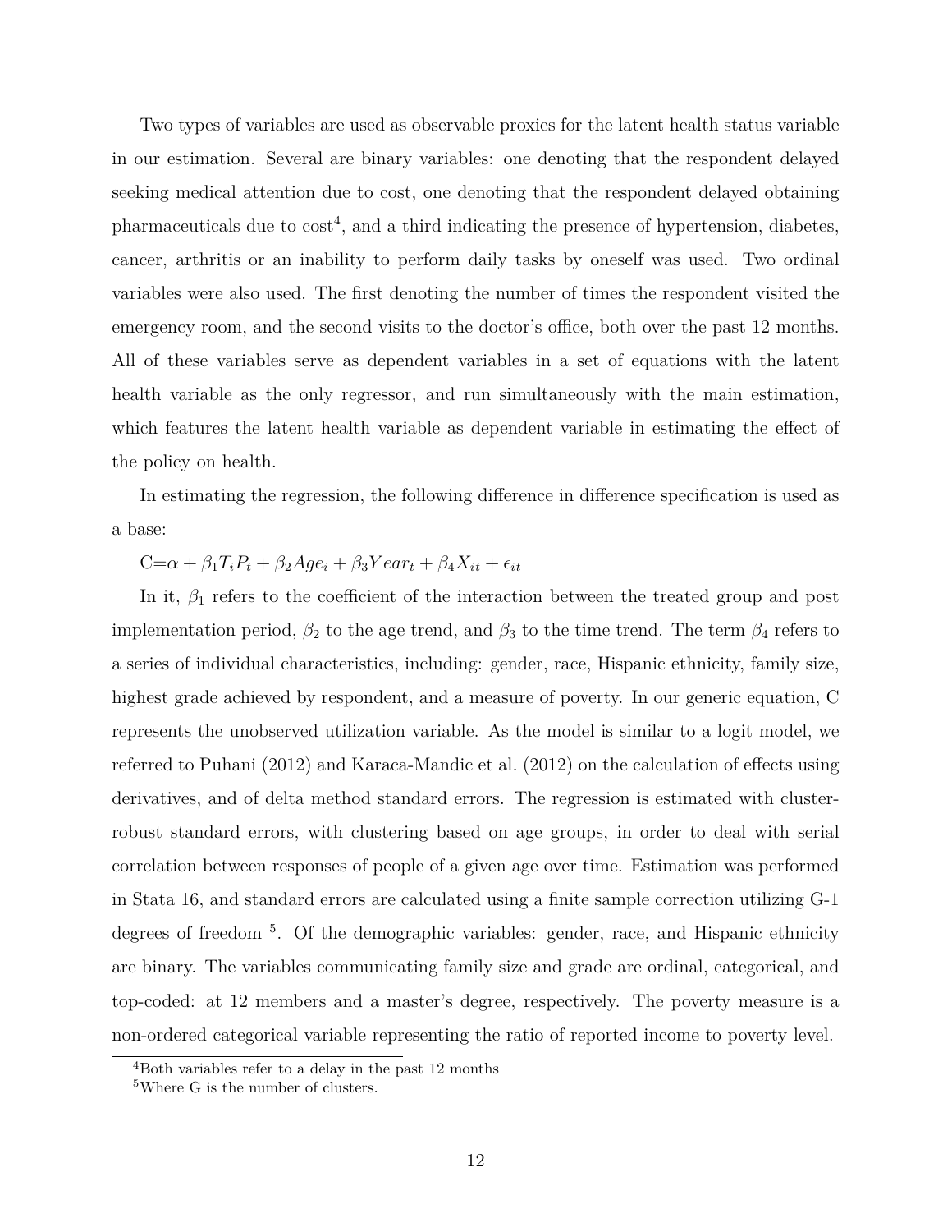Two types of variables are used as observable proxies for the latent health status variable in our estimation. Several are binary variables: one denoting that the respondent delayed seeking medical attention due to cost, one denoting that the respondent delayed obtaining pharmaceuticals due to cost[4], and a third indicating the presence of hypertension, diabetes, cancer, arthritis or an inability to perform daily tasks by oneself was used. Two ordinal variables were also used. The first denoting the number of times the respondent visited the emergency room, and the second visits to the doctor's office, both over the past 12 months. All of these variables serve as dependent variables in a set of equations with the latent health variable as the only regressor, and run simultaneously with the main estimation, which features the latent health variable as dependent variable in estimating the effect of the policy on health.

In estimating the regression, the following difference in difference specification is used as a base:

$C = \alpha + \beta_1 T_i P_t + \beta_2 Age_i + \beta_3 Year_t + \beta_4 X_{it} + \epsilon_{it}$

In it, $\beta_1$ refers to the coefficient of the interaction between the treated group and post implementation period, $\beta_2$ to the age trend, and $\beta_3$ to the time trend. The term $\beta_4$ refers to a series of individual characteristics, including: gender, race, Hispanic ethnicity, family size, highest grade achieved by respondent, and a measure of poverty. In our generic equation, C represents the unobserved utilization variable. As the model is similar to a logit model, we referred to Puhani (2012) and Karaca-Mandic et al. (2012) on the calculation of effects using derivatives, and of delta method standard errors. The regression is estimated with cluster-robust standard errors, with clustering based on age groups, in order to deal with serial correlation between responses of people of a given age over time. Estimation was performed in Stata 16, and standard errors are calculated using a finite sample correction utilizing G-1 degrees of freedom [5]. Of the demographic variables: gender, race, and Hispanic ethnicity are binary. The variables communicating family size and grade are ordinal, categorical, and top-coded: at 12 members and a master's degree, respectively. The poverty measure is a non-ordered categorical variable representing the ratio of reported income to poverty level.

[4]Both variables refer to a delay in the past 12 months

[5]Where G is the number of clusters.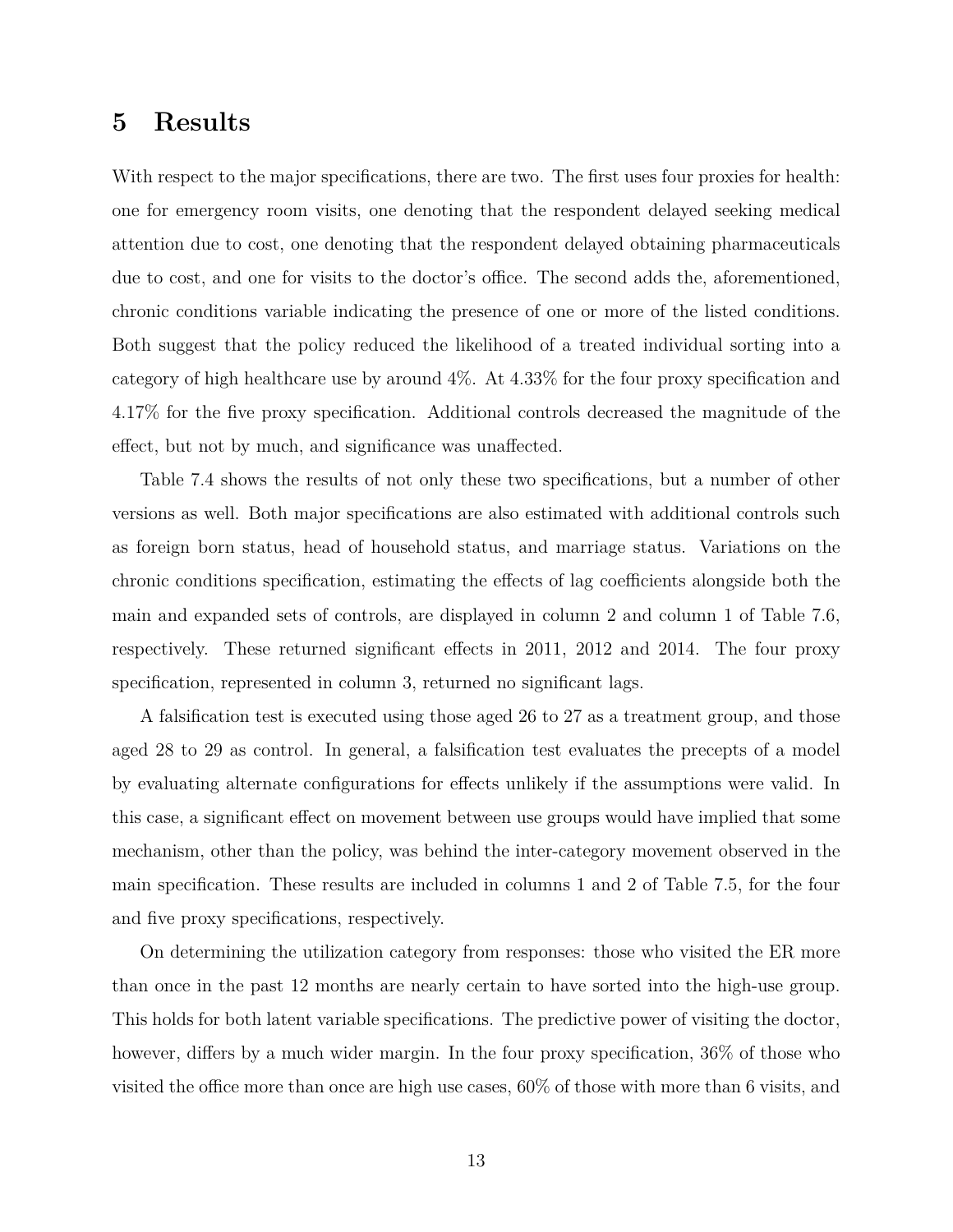# 5 Results

With respect to the major specifications, there are two. The first uses four proxies for health: one for emergency room visits, one denoting that the respondent delayed seeking medical attention due to cost, one denoting that the respondent delayed obtaining pharmaceuticals due to cost, and one for visits to the doctor's office. The second adds the, aforementioned, chronic conditions variable indicating the presence of one or more of the listed conditions. Both suggest that the policy reduced the likelihood of a treated individual sorting into a category of high healthcare use by around 4%. At 4.33% for the four proxy specification and 4.17% for the five proxy specification. Additional controls decreased the magnitude of the effect, but not by much, and significance was unaffected.

Table 7.4 shows the results of not only these two specifications, but a number of other versions as well. Both major specifications are also estimated with additional controls such as foreign born status, head of household status, and marriage status. Variations on the chronic conditions specification, estimating the effects of lag coefficients alongside both the main and expanded sets of controls, are displayed in column 2 and column 1 of Table 7.6, respectively. These returned significant effects in 2011, 2012 and 2014. The four proxy specification, represented in column 3, returned no significant lags.

A falsification test is executed using those aged 26 to 27 as a treatment group, and those aged 28 to 29 as control. In general, a falsification test evaluates the precepts of a model by evaluating alternate configurations for effects unlikely if the assumptions were valid. In this case, a significant effect on movement between use groups would have implied that some mechanism, other than the policy, was behind the inter-category movement observed in the main specification. These results are included in columns 1 and 2 of Table 7.5, for the four and five proxy specifications, respectively.

On determining the utilization category from responses: those who visited the ER more than once in the past 12 months are nearly certain to have sorted into the high-use group. This holds for both latent variable specifications. The predictive power of visiting the doctor, however, differs by a much wider margin. In the four proxy specification, 36% of those who visited the office more than once are high use cases, 60% of those with more than 6 visits, and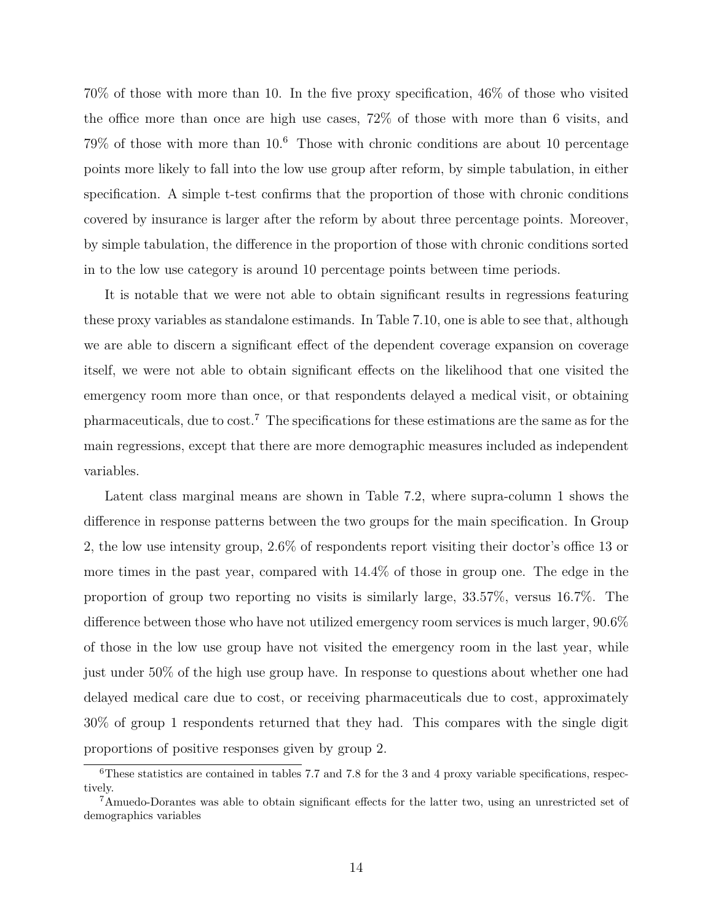70% of those with more than 10. In the five proxy specification, 46% of those who visited the office more than once are high use cases, 72% of those with more than 6 visits, and 79% of those with more than 10.[6] Those with chronic conditions are about 10 percentage points more likely to fall into the low use group after reform, by simple tabulation, in either specification. A simple t-test confirms that the proportion of those with chronic conditions covered by insurance is larger after the reform by about three percentage points. Moreover, by simple tabulation, the difference in the proportion of those with chronic conditions sorted in to the low use category is around 10 percentage points between time periods.

It is notable that we were not able to obtain significant results in regressions featuring these proxy variables as standalone estimands. In Table 7.10, one is able to see that, although we are able to discern a significant effect of the dependent coverage expansion on coverage itself, we were not able to obtain significant effects on the likelihood that one visited the emergency room more than once, or that respondents delayed a medical visit, or obtaining pharmaceuticals, due to cost.[7] The specifications for these estimations are the same as for the main regressions, except that there are more demographic measures included as independent variables.

Latent class marginal means are shown in Table 7.2, where supra-column 1 shows the difference in response patterns between the two groups for the main specification. In Group 2, the low use intensity group, 2.6% of respondents report visiting their doctor's office 13 or more times in the past year, compared with 14.4% of those in group one. The edge in the proportion of group two reporting no visits is similarly large, 33.57%, versus 16.7%. The difference between those who have not utilized emergency room services is much larger, 90.6% of those in the low use group have not visited the emergency room in the last year, while just under 50% of the high use group have. In response to questions about whether one had delayed medical care due to cost, or receiving pharmaceuticals due to cost, approximately 30% of group 1 respondents returned that they had. This compares with the single digit proportions of positive responses given by group 2.

[6] These statistics are contained in tables 7.7 and 7.8 for the 3 and 4 proxy variable specifications, respectively.

[7] Amuedo-Dorantes was able to obtain significant effects for the latter two, using an unrestricted set of demographics variables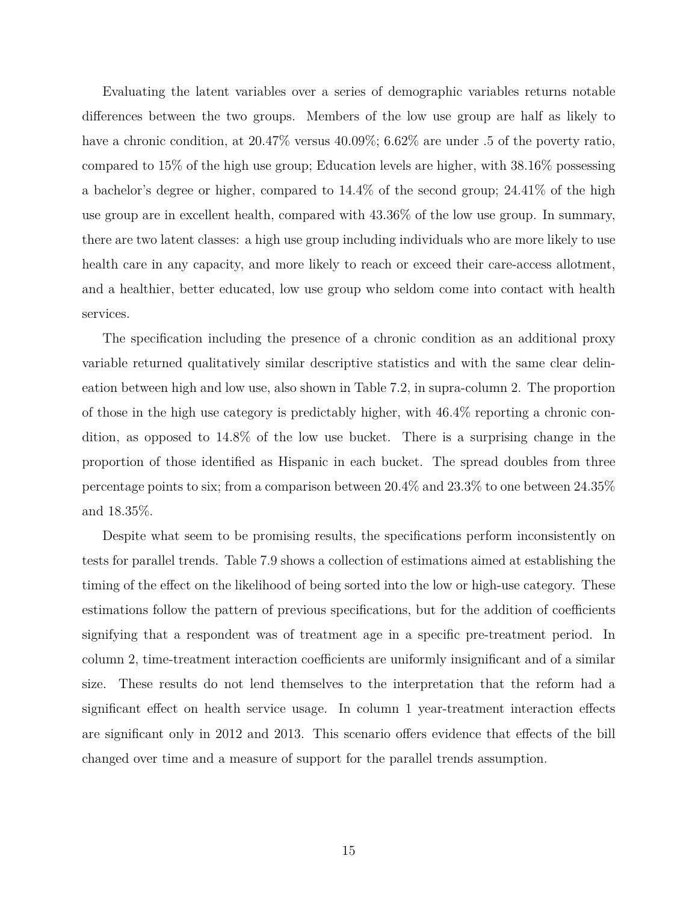Evaluating the latent variables over a series of demographic variables returns notable differences between the two groups. Members of the low use group are half as likely to have a chronic condition, at 20.47% versus 40.09%; 6.62% are under .5 of the poverty ratio, compared to 15% of the high use group; Education levels are higher, with 38.16% possessing a bachelor's degree or higher, compared to 14.4% of the second group; 24.41% of the high use group are in excellent health, compared with 43.36% of the low use group. In summary, there are two latent classes: a high use group including individuals who are more likely to use health care in any capacity, and more likely to reach or exceed their care-access allotment, and a healthier, better educated, low use group who seldom come into contact with health services.

The specification including the presence of a chronic condition as an additional proxy variable returned qualitatively similar descriptive statistics and with the same clear delineation between high and low use, also shown in Table 7.2, in supra-column 2. The proportion of those in the high use category is predictably higher, with 46.4% reporting a chronic condition, as opposed to 14.8% of the low use bucket. There is a surprising change in the proportion of those identified as Hispanic in each bucket. The spread doubles from three percentage points to six; from a comparison between 20.4% and 23.3% to one between 24.35% and 18.35%.

Despite what seem to be promising results, the specifications perform inconsistently on tests for parallel trends. Table 7.9 shows a collection of estimations aimed at establishing the timing of the effect on the likelihood of being sorted into the low or high-use category. These estimations follow the pattern of previous specifications, but for the addition of coefficients signifying that a respondent was of treatment age in a specific pre-treatment period. In column 2, time-treatment interaction coefficients are uniformly insignificant and of a similar size. These results do not lend themselves to the interpretation that the reform had a significant effect on health service usage. In column 1 year-treatment interaction effects are significant only in 2012 and 2013. This scenario offers evidence that effects of the bill changed over time and a measure of support for the parallel trends assumption.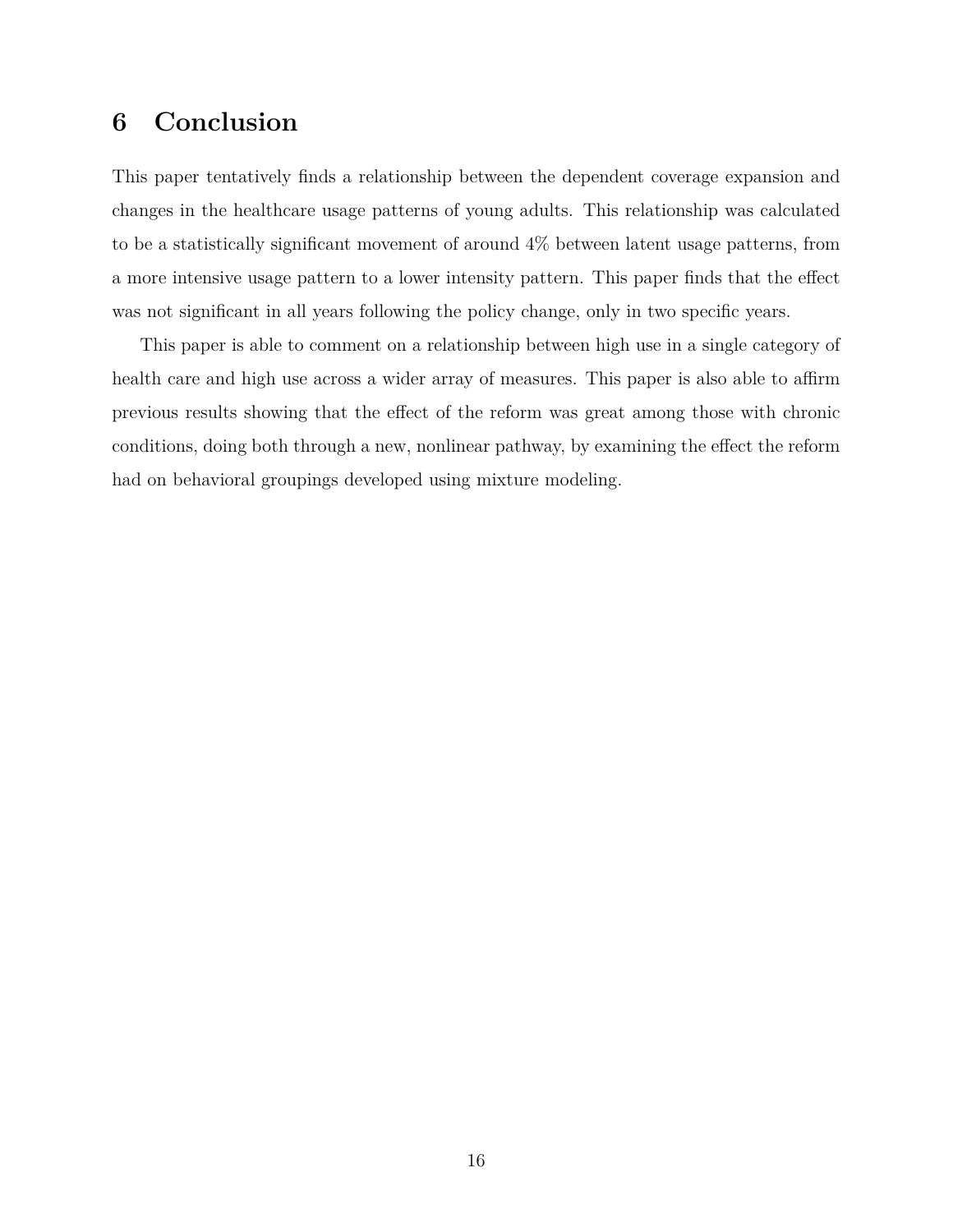# 6 Conclusion

This paper tentatively finds a relationship between the dependent coverage expansion and changes in the healthcare usage patterns of young adults. This relationship was calculated to be a statistically significant movement of around 4% between latent usage patterns, from a more intensive usage pattern to a lower intensity pattern. This paper finds that the effect was not significant in all years following the policy change, only in two specific years.

This paper is able to comment on a relationship between high use in a single category of health care and high use across a wider array of measures. This paper is also able to affirm previous results showing that the effect of the reform was great among those with chronic conditions, doing both through a new, nonlinear pathway, by examining the effect the reform had on behavioral groupings developed using mixture modeling.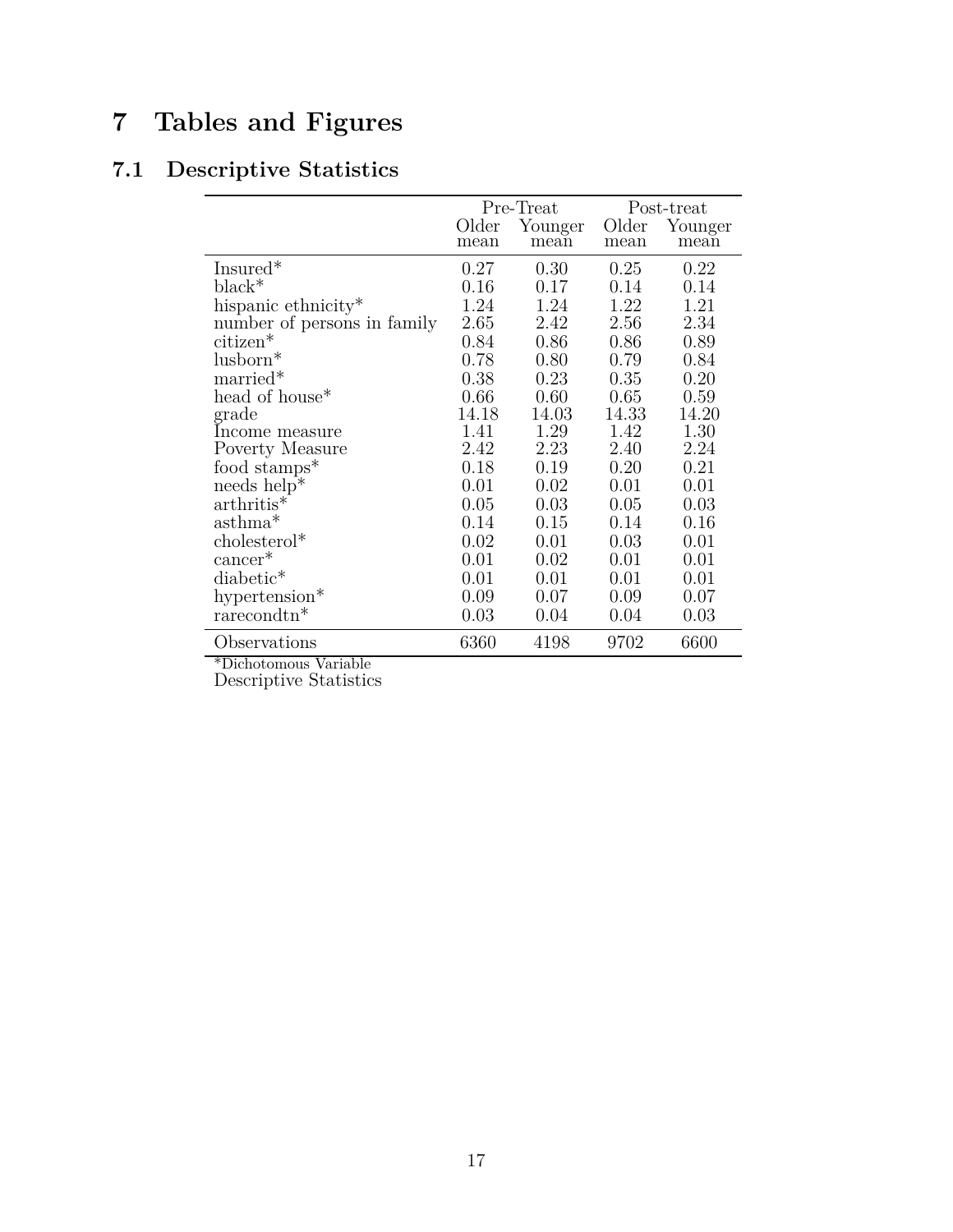# 7 Tables and Figures

## 7.1 Descriptive Statistics

| | Pre-Treat | | Post-treat | |
|---|---|---|---|---|
| | Older mean | Younger mean | Older mean | Younger mean |
| Insured* | 0.27 | 0.30 | 0.25 | 0.22 |
| black* | 0.16 | 0.17 | 0.14 | 0.14 |
| hispanic ethnicity* | 1.24 | 1.24 | 1.22 | 1.21 |
| number of persons in family | 2.65 | 2.42 | 2.56 | 2.34 |
| citizen* | 0.84 | 0.86 | 0.86 | 0.89 |
| lusborn* | 0.78 | 0.80 | 0.79 | 0.84 |
| married* | 0.38 | 0.23 | 0.35 | 0.20 |
| head of house* | 0.66 | 0.60 | 0.65 | 0.59 |
| grade | 14.18 | 14.03 | 14.33 | 14.20 |
| Income measure | 1.41 | 1.29 | 1.42 | 1.30 |
| Poverty Measure | 2.42 | 2.23 | 2.40 | 2.24 |
| food stamps* | 0.18 | 0.19 | 0.20 | 0.21 |
| needs help* | 0.01 | 0.02 | 0.01 | 0.01 |
| arthritis* | 0.05 | 0.03 | 0.05 | 0.03 |
| asthma* | 0.14 | 0.15 | 0.14 | 0.16 |
| cholesterol* | 0.02 | 0.01 | 0.03 | 0.01 |
| cancer* | 0.01 | 0.02 | 0.01 | 0.01 |
| diabetic* | 0.01 | 0.01 | 0.01 | 0.01 |
| hypertension* | 0.09 | 0.07 | 0.09 | 0.07 |
| rarecondtn* | 0.03 | 0.04 | 0.04 | 0.03 |
| Observations | 6360 | 4198 | 9702 | 6600 |

*Dichotomous Variable

Descriptive Statistics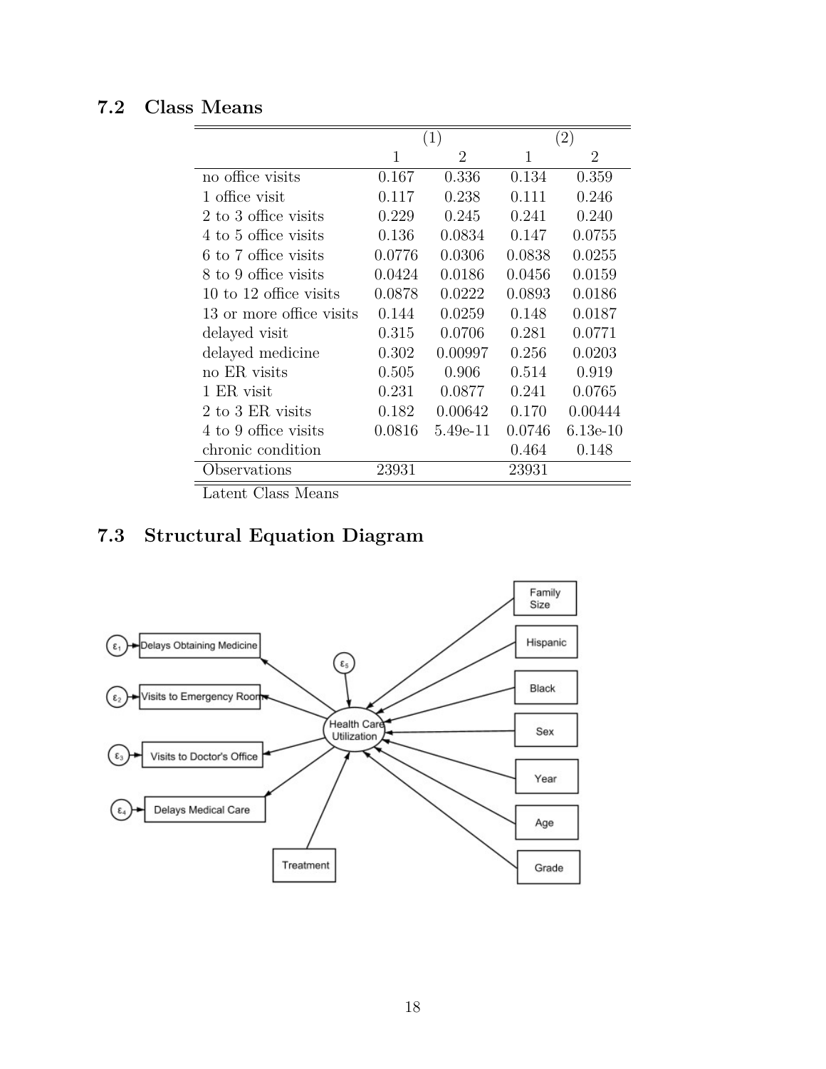## 7.2 Class Means

| | (1) | | (2) | |
|---|---|---|---|---|
| | 1 | 2 | 1 | 2 |
| no office visits | 0.167 | 0.336 | 0.134 | 0.359 |
| 1 office visit | 0.117 | 0.238 | 0.111 | 0.246 |
| 2 to 3 office visits | 0.229 | 0.245 | 0.241 | 0.240 |
| 4 to 5 office visits | 0.136 | 0.0834 | 0.147 | 0.0755 |
| 6 to 7 office visits | 0.0776 | 0.0306 | 0.0838 | 0.0255 |
| 8 to 9 office visits | 0.0424 | 0.0186 | 0.0456 | 0.0159 |
| 10 to 12 office visits | 0.0878 | 0.0222 | 0.0893 | 0.0186 |
| 13 or more office visits | 0.144 | 0.0259 | 0.148 | 0.0187 |
| delayed visit | 0.315 | 0.0706 | 0.281 | 0.0771 |
| delayed medicine | 0.302 | 0.00997 | 0.256 | 0.0203 |
| no ER visits | 0.505 | 0.906 | 0.514 | 0.919 |
| 1 ER visit | 0.231 | 0.0877 | 0.241 | 0.0765 |
| 2 to 3 ER visits | 0.182 | 0.00642 | 0.170 | 0.00444 |
| 4 to 9 office visits | 0.0816 | 5.49e-11 | 0.0746 | 6.13e-10 |
| chronic condition | | | 0.464 | 0.148 |
| Observations | 23931 | | 23931 | |

Latent Class Means

## 7.3 Structural Equation Diagram

```
ε1 -> Delays Obtaining Medicine
ε2 -> Visits to Emergency Room
ε3 -> Visits to Doctor's Office
ε4 -> Delays Medical Care
ε5 -> Health Care Utilization

Health Care Utilization -> Delays Obtaining Medicine
Health Care Utilization -> Visits to Emergency Room
Health Care Utilization -> Visits to Doctor's Office
Health Care Utilization -> Delays Medical Care

Treatment   -> Health Care Utilization
Family Size -> Health Care Utilization
Hispanic    -> Health Care Utilization
Black       -> Health Care Utilization
Sex         -> Health Care Utilization
Year        -> Health Care Utilization
Age         -> Health Care Utilization
Grade       -> Health Care Utilization
```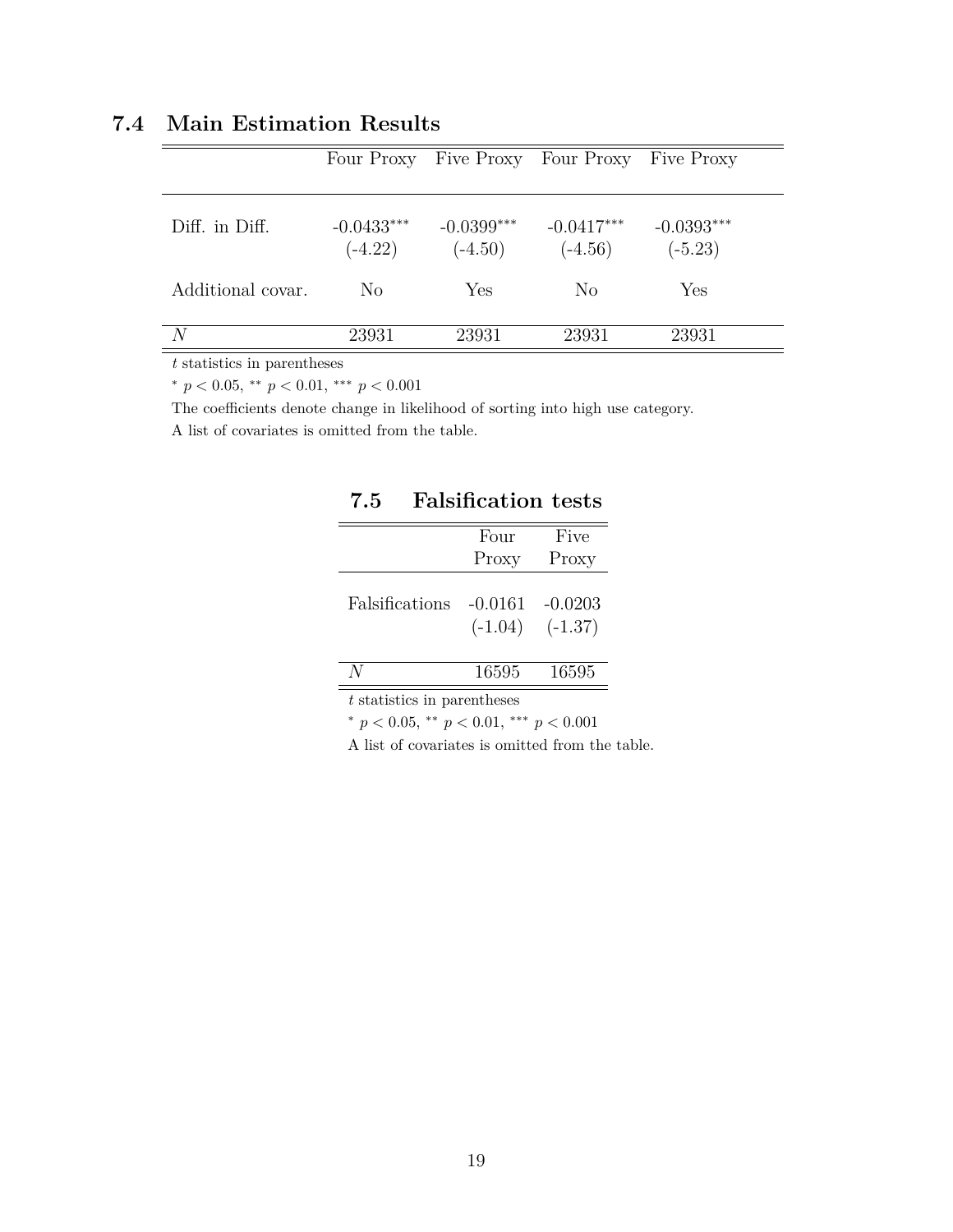### 7.4 Main Estimation Results

| | Four Proxy | Five Proxy | Four Proxy | Five Proxy |
|---|---|---|---|---|
| Diff. in Diff. | -0.0433*** | -0.0399*** | -0.0417*** | -0.0393*** |
| | (-4.22) | (-4.50) | (-4.56) | (-5.23) |
| Additional covar. | No | Yes | No | Yes |
| $N$ | 23931 | 23931 | 23931 | 23931 |

$t$ statistics in parentheses

* $p < 0.05$, ** $p < 0.01$, *** $p < 0.001$

The coefficients denote change in likelihood of sorting into high use category.

A list of covariates is omitted from the table.

### 7.5 Falsification tests

| | Four Proxy | Five Proxy |
|---|---|---|
| Falsifications | -0.0161 | -0.0203 |
| | (-1.04) | (-1.37) |
| $N$ | 16595 | 16595 |

$t$ statistics in parentheses

* $p < 0.05$, ** $p < 0.01$, *** $p < 0.001$

A list of covariates is omitted from the table.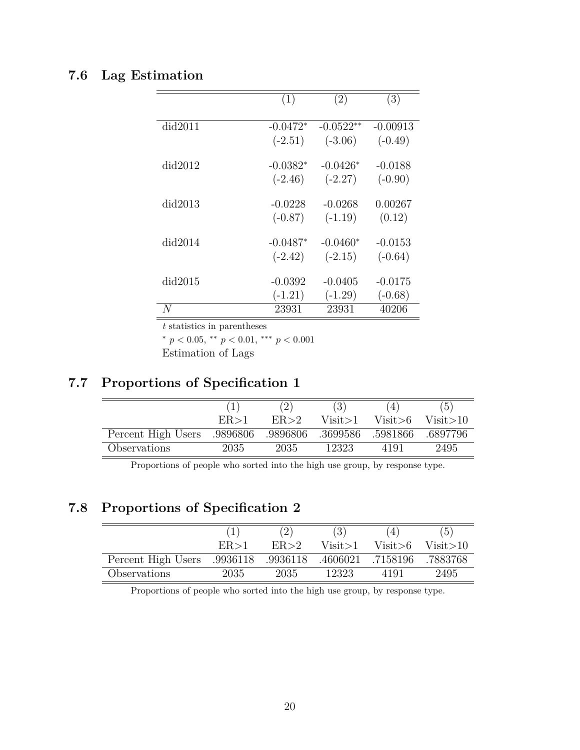## 7.6 Lag Estimation

| | (1) | (2) | (3) |
|---|---|---|---|
| did2011 | -0.0472* | -0.0522** | -0.00913 |
| | (-2.51) | (-3.06) | (-0.49) |
| did2012 | -0.0382* | -0.0426* | -0.0188 |
| | (-2.46) | (-2.27) | (-0.90) |
| did2013 | -0.0228 | -0.0268 | 0.00267 |
| | (-0.87) | (-1.19) | (0.12) |
| did2014 | -0.0487* | -0.0460* | -0.0153 |
| | (-2.42) | (-2.15) | (-0.64) |
| did2015 | -0.0392 | -0.0405 | -0.0175 |
| | (-1.21) | (-1.29) | (-0.68) |
| $N$ | 23931 | 23931 | 40206 |

$t$ statistics in parentheses

* $p < 0.05$, ** $p < 0.01$, *** $p < 0.001$

Estimation of Lags

## 7.7 Proportions of Specification 1

| | (1) ER>1 | (2) ER>2 | (3) Visit>1 | (4) Visit>6 | (5) Visit>10 |
|---|---|---|---|---|---|
| Percent High Users | .9896806 | .9896806 | .3699586 | .5981866 | .6897796 |
| Observations | 2035 | 2035 | 12323 | 4191 | 2495 |

Proportions of people who sorted into the high use group, by response type.

## 7.8 Proportions of Specification 2

| | (1) ER>1 | (2) ER>2 | (3) Visit>1 | (4) Visit>6 | (5) Visit>10 |
|---|---|---|---|---|---|
| Percent High Users | .9936118 | .9936118 | .4606021 | .7158196 | .7883768 |
| Observations | 2035 | 2035 | 12323 | 4191 | 2495 |

Proportions of people who sorted into the high use group, by response type.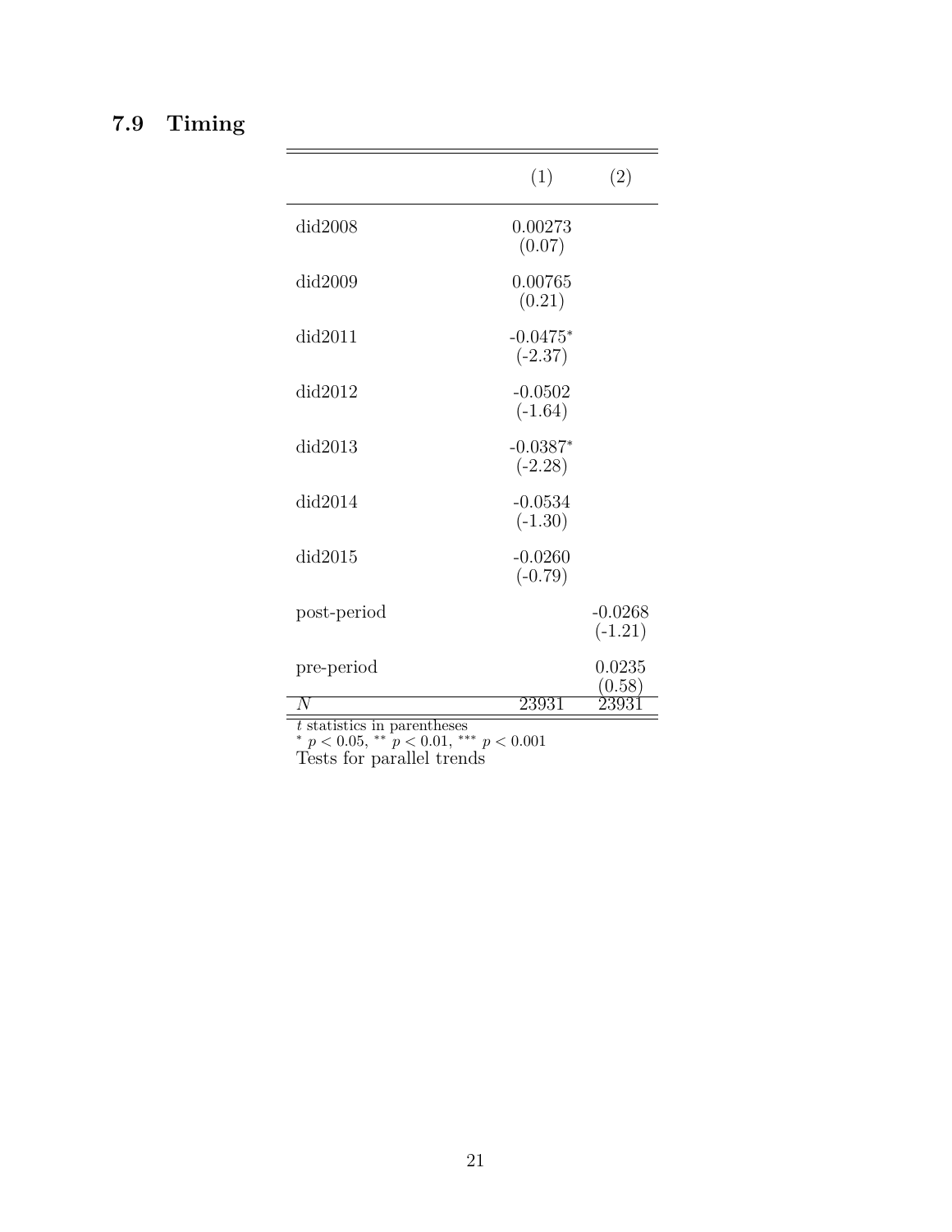### 7.9 Timing

| | (1) | (2) |
|---|---|---|
| did2008 | 0.00273 | |
| | (0.07) | |
| did2009 | 0.00765 | |
| | (0.21) | |
| did2011 | -0.0475* | |
| | (-2.37) | |
| did2012 | -0.0502 | |
| | (-1.64) | |
| did2013 | -0.0387* | |
| | (-2.28) | |
| did2014 | -0.0534 | |
| | (-1.30) | |
| did2015 | -0.0260 | |
| | (-0.79) | |
| post-period | | -0.0268 |
| | | (-1.21) |
| pre-period | | 0.0235 |
| | | (0.58) |
| $N$ | 23931 | 23931 |

$t$ statistics in parentheses
$^{*}$ $p < 0.05$, $^{**}$ $p < 0.01$, $^{***}$ $p < 0.001$
Tests for parallel trends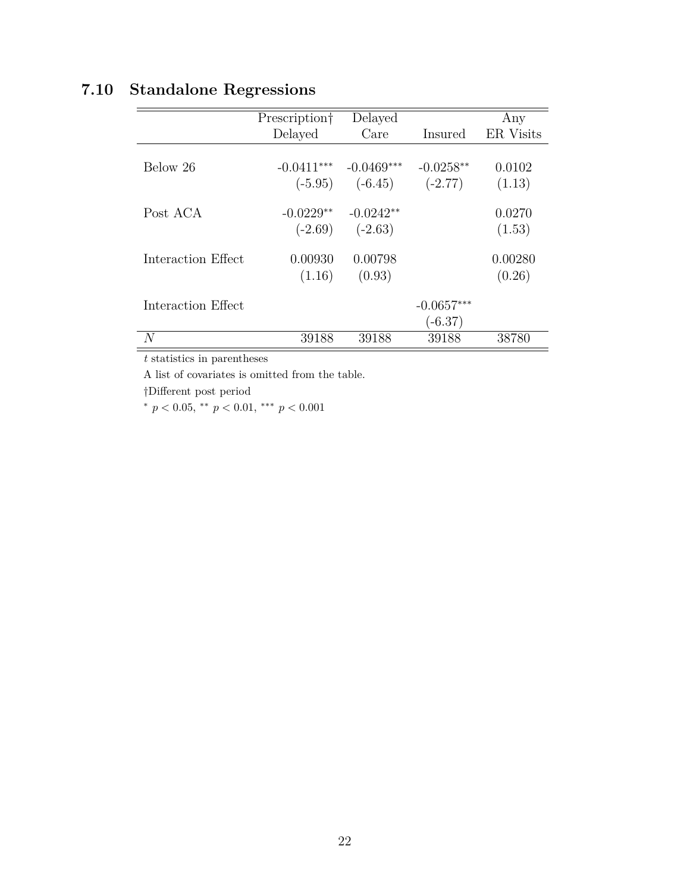## 7.10 Standalone Regressions

| | Prescription† Delayed | Delayed Care | Insured | Any ER Visits |
|---|---|---|---|---|
| Below 26 | -0.0411*** | -0.0469*** | -0.0258** | 0.0102 |
| | (-5.95) | (-6.45) | (-2.77) | (1.13) |
| Post ACA | -0.0229** | -0.0242** | | 0.0270 |
| | (-2.69) | (-2.63) | | (1.53) |
| Interaction Effect | 0.00930 | 0.00798 | | 0.00280 |
| | (1.16) | (0.93) | | (0.26) |
| Interaction Effect | | | -0.0657*** | |
| | | | (-6.37) | |
| $N$ | 39188 | 39188 | 39188 | 38780 |

$t$ statistics in parentheses

A list of covariates is omitted from the table.

†Different post period

$^{*}$ $p < 0.05$, $^{**}$ $p < 0.01$, $^{***}$ $p < 0.001$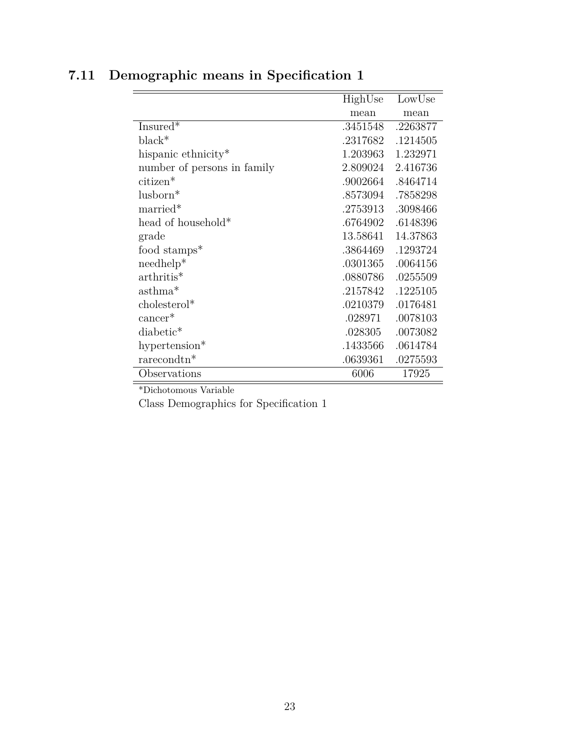### 7.11 Demographic means in Specification 1

| | HighUse | LowUse |
|---|---|---|
| | mean | mean |
| Insured* | .3451548 | .2263877 |
| black* | .2317682 | .1214505 |
| hispanic ethnicity* | 1.203963 | 1.232971 |
| number of persons in family | 2.809024 | 2.416736 |
| citizen* | .9002664 | .8464714 |
| lusborn* | .8573094 | .7858298 |
| married* | .2753913 | .3098466 |
| head of household* | .6764902 | .6148396 |
| grade | 13.58641 | 14.37863 |
| food stamps* | .3864469 | .1293724 |
| needhelp* | .0301365 | .0064156 |
| arthritis* | .0880786 | .0255509 |
| asthma* | .2157842 | .1225105 |
| cholesterol* | .0210379 | .0176481 |
| cancer* | .028971 | .0078103 |
| diabetic* | .028305 | .0073082 |
| hypertension* | .1433566 | .0614784 |
| rarecondtn* | .0639361 | .0275593 |
| Observations | 6006 | 17925 |

*Dichotomous Variable

Class Demographics for Specification 1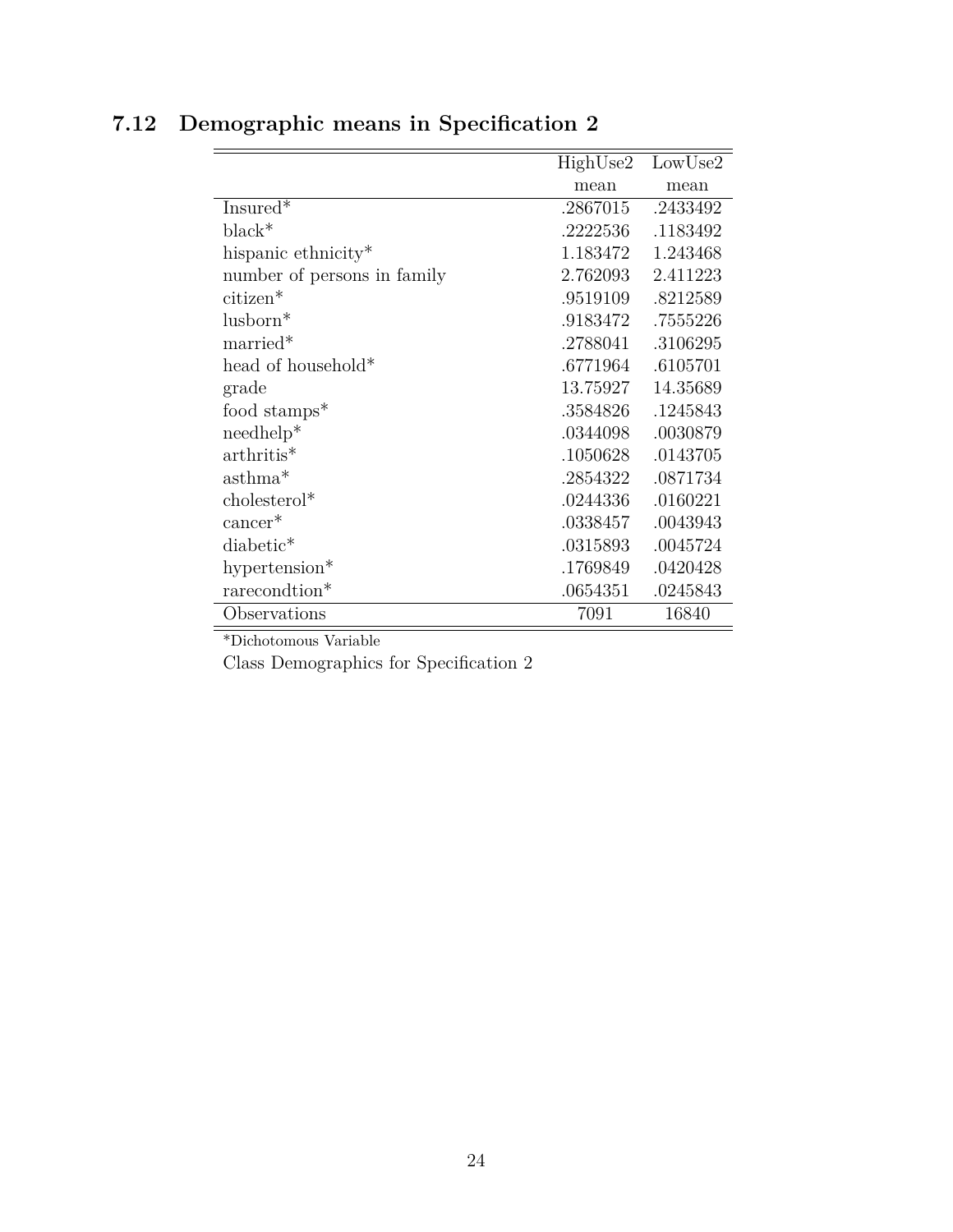### 7.12 Demographic means in Specification 2

| | HighUse2 | LowUse2 |
|---|---|---|
| | mean | mean |
| Insured* | .2867015 | .2433492 |
| black* | .2222536 | .1183492 |
| hispanic ethnicity* | 1.183472 | 1.243468 |
| number of persons in family | 2.762093 | 2.411223 |
| citizen* | .9519109 | .8212589 |
| lusborn* | .9183472 | .7555226 |
| married* | .2788041 | .3106295 |
| head of household* | .6771964 | .6105701 |
| grade | 13.75927 | 14.35689 |
| food stamps* | .3584826 | .1245843 |
| needhelp* | .0344098 | .0030879 |
| arthritis* | .1050628 | .0143705 |
| asthma* | .2854322 | .0871734 |
| cholesterol* | .0244336 | .0160221 |
| cancer* | .0338457 | .0043943 |
| diabetic* | .0315893 | .0045724 |
| hypertension* | .1769849 | .0420428 |
| rarecondtion* | .0654351 | .0245843 |
| Observations | 7091 | 16840 |

*Dichotomous Variable

Class Demographics for Specification 2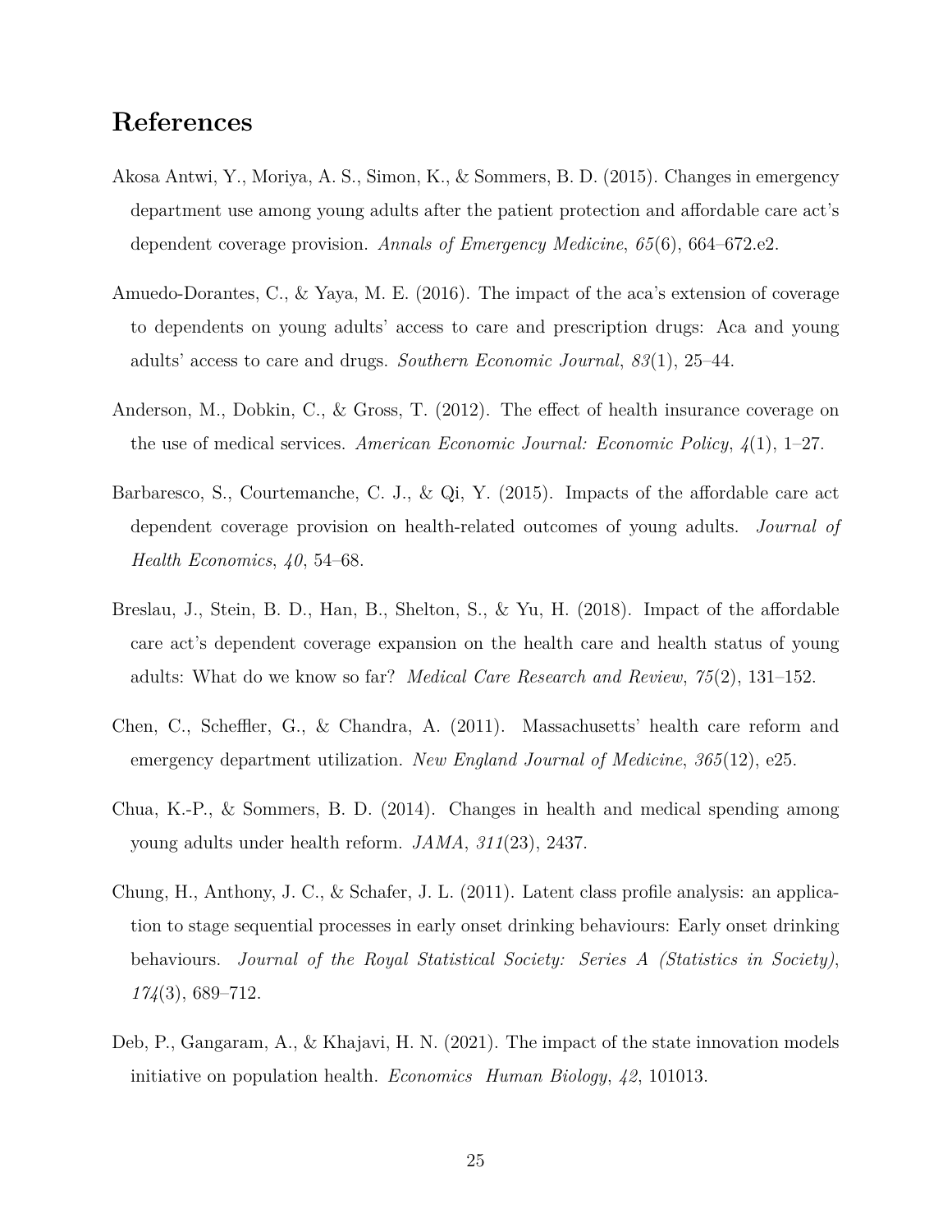## References

Akosa Antwi, Y., Moriya, A. S., Simon, K., & Sommers, B. D. (2015). Changes in emergency department use among young adults after the patient protection and affordable care act's dependent coverage provision. *Annals of Emergency Medicine*, *65*(6), 664–672.e2.

Amuedo-Dorantes, C., & Yaya, M. E. (2016). The impact of the aca's extension of coverage to dependents on young adults' access to care and prescription drugs: Aca and young adults' access to care and drugs. *Southern Economic Journal*, *83*(1), 25–44.

Anderson, M., Dobkin, C., & Gross, T. (2012). The effect of health insurance coverage on the use of medical services. *American Economic Journal: Economic Policy*, *4*(1), 1–27.

Barbaresco, S., Courtemanche, C. J., & Qi, Y. (2015). Impacts of the affordable care act dependent coverage provision on health-related outcomes of young adults. *Journal of Health Economics*, *40*, 54–68.

Breslau, J., Stein, B. D., Han, B., Shelton, S., & Yu, H. (2018). Impact of the affordable care act's dependent coverage expansion on the health care and health status of young adults: What do we know so far? *Medical Care Research and Review*, *75*(2), 131–152.

Chen, C., Scheffler, G., & Chandra, A. (2011). Massachusetts' health care reform and emergency department utilization. *New England Journal of Medicine*, *365*(12), e25.

Chua, K.-P., & Sommers, B. D. (2014). Changes in health and medical spending among young adults under health reform. *JAMA*, *311*(23), 2437.

Chung, H., Anthony, J. C., & Schafer, J. L. (2011). Latent class profile analysis: an application to stage sequential processes in early onset drinking behaviours: Early onset drinking behaviours. *Journal of the Royal Statistical Society: Series A (Statistics in Society)*, *174*(3), 689–712.

Deb, P., Gangaram, A., & Khajavi, H. N. (2021). The impact of the state innovation models initiative on population health. *Economics Human Biology*, *42*, 101013.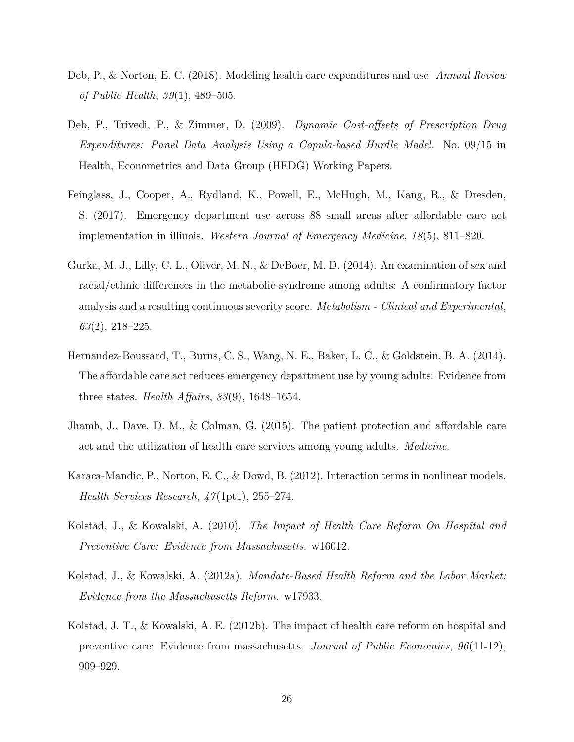Deb, P., & Norton, E. C. (2018). Modeling health care expenditures and use. *Annual Review of Public Health*, *39*(1), 489–505.

Deb, P., Trivedi, P., & Zimmer, D. (2009). *Dynamic Cost-offsets of Prescription Drug Expenditures: Panel Data Analysis Using a Copula-based Hurdle Model*. No. 09/15 in Health, Econometrics and Data Group (HEDG) Working Papers.

Feinglass, J., Cooper, A., Rydland, K., Powell, E., McHugh, M., Kang, R., & Dresden, S. (2017). Emergency department use across 88 small areas after affordable care act implementation in illinois. *Western Journal of Emergency Medicine*, *18*(5), 811–820.

Gurka, M. J., Lilly, C. L., Oliver, M. N., & DeBoer, M. D. (2014). An examination of sex and racial/ethnic differences in the metabolic syndrome among adults: A confirmatory factor analysis and a resulting continuous severity score. *Metabolism - Clinical and Experimental*, *63*(2), 218–225.

Hernandez-Boussard, T., Burns, C. S., Wang, N. E., Baker, L. C., & Goldstein, B. A. (2014). The affordable care act reduces emergency department use by young adults: Evidence from three states. *Health Affairs*, *33*(9), 1648–1654.

Jhamb, J., Dave, D. M., & Colman, G. (2015). The patient protection and affordable care act and the utilization of health care services among young adults. *Medicine*.

Karaca-Mandic, P., Norton, E. C., & Dowd, B. (2012). Interaction terms in nonlinear models. *Health Services Research*, *47*(1pt1), 255–274.

Kolstad, J., & Kowalski, A. (2010). *The Impact of Health Care Reform On Hospital and Preventive Care: Evidence from Massachusetts*. w16012.

Kolstad, J., & Kowalski, A. (2012a). *Mandate-Based Health Reform and the Labor Market: Evidence from the Massachusetts Reform*. w17933.

Kolstad, J. T., & Kowalski, A. E. (2012b). The impact of health care reform on hospital and preventive care: Evidence from massachusetts. *Journal of Public Economics*, *96*(11-12), 909–929.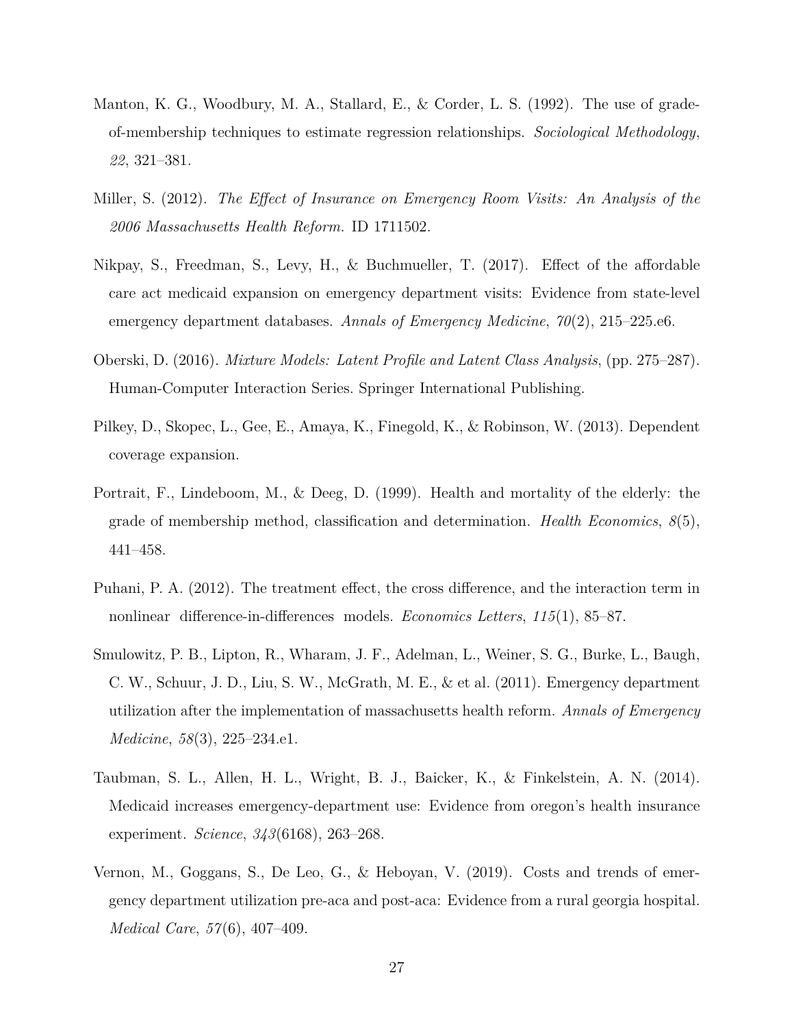Manton, K. G., Woodbury, M. A., Stallard, E., & Corder, L. S. (1992). The use of grade-of-membership techniques to estimate regression relationships. *Sociological Methodology*, *22*, 321–381.

Miller, S. (2012). *The Effect of Insurance on Emergency Room Visits: An Analysis of the 2006 Massachusetts Health Reform*. ID 1711502.

Nikpay, S., Freedman, S., Levy, H., & Buchmueller, T. (2017). Effect of the affordable care act medicaid expansion on emergency department visits: Evidence from state-level emergency department databases. *Annals of Emergency Medicine*, *70*(2), 215–225.e6.

Oberski, D. (2016). *Mixture Models: Latent Profile and Latent Class Analysis*, (pp. 275–287). Human-Computer Interaction Series. Springer International Publishing.

Pilkey, D., Skopec, L., Gee, E., Amaya, K., Finegold, K., & Robinson, W. (2013). Dependent coverage expansion.

Portrait, F., Lindeboom, M., & Deeg, D. (1999). Health and mortality of the elderly: the grade of membership method, classification and determination. *Health Economics*, *8*(5), 441–458.

Puhani, P. A. (2012). The treatment effect, the cross difference, and the interaction term in nonlinear difference-in-differences models. *Economics Letters*, *115*(1), 85–87.

Smulowitz, P. B., Lipton, R., Wharam, J. F., Adelman, L., Weiner, S. G., Burke, L., Baugh, C. W., Schuur, J. D., Liu, S. W., McGrath, M. E., & et al. (2011). Emergency department utilization after the implementation of massachusetts health reform. *Annals of Emergency Medicine*, *58*(3), 225–234.e1.

Taubman, S. L., Allen, H. L., Wright, B. J., Baicker, K., & Finkelstein, A. N. (2014). Medicaid increases emergency-department use: Evidence from oregon's health insurance experiment. *Science*, *343*(6168), 263–268.

Vernon, M., Goggans, S., De Leo, G., & Heboyan, V. (2019). Costs and trends of emergency department utilization pre-aca and post-aca: Evidence from a rural georgia hospital. *Medical Care*, *57*(6), 407–409.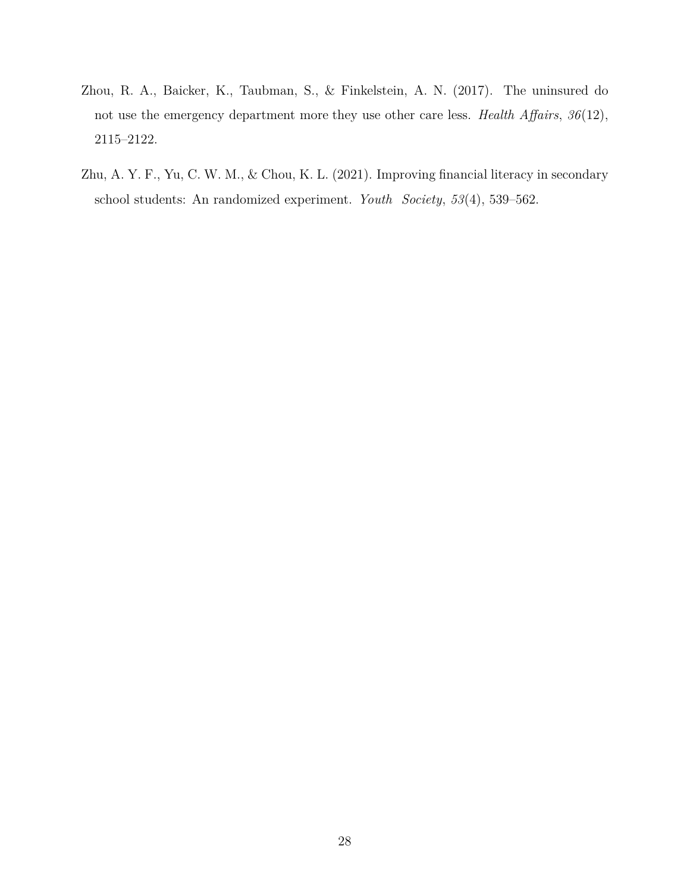Zhou, R. A., Baicker, K., Taubman, S., & Finkelstein, A. N. (2017). The uninsured do not use the emergency department more they use other care less. *Health Affairs*, *36*(12), 2115–2122.

Zhu, A. Y. F., Yu, C. W. M., & Chou, K. L. (2021). Improving financial literacy in secondary school students: An randomized experiment. *Youth Society*, *53*(4), 539–562.